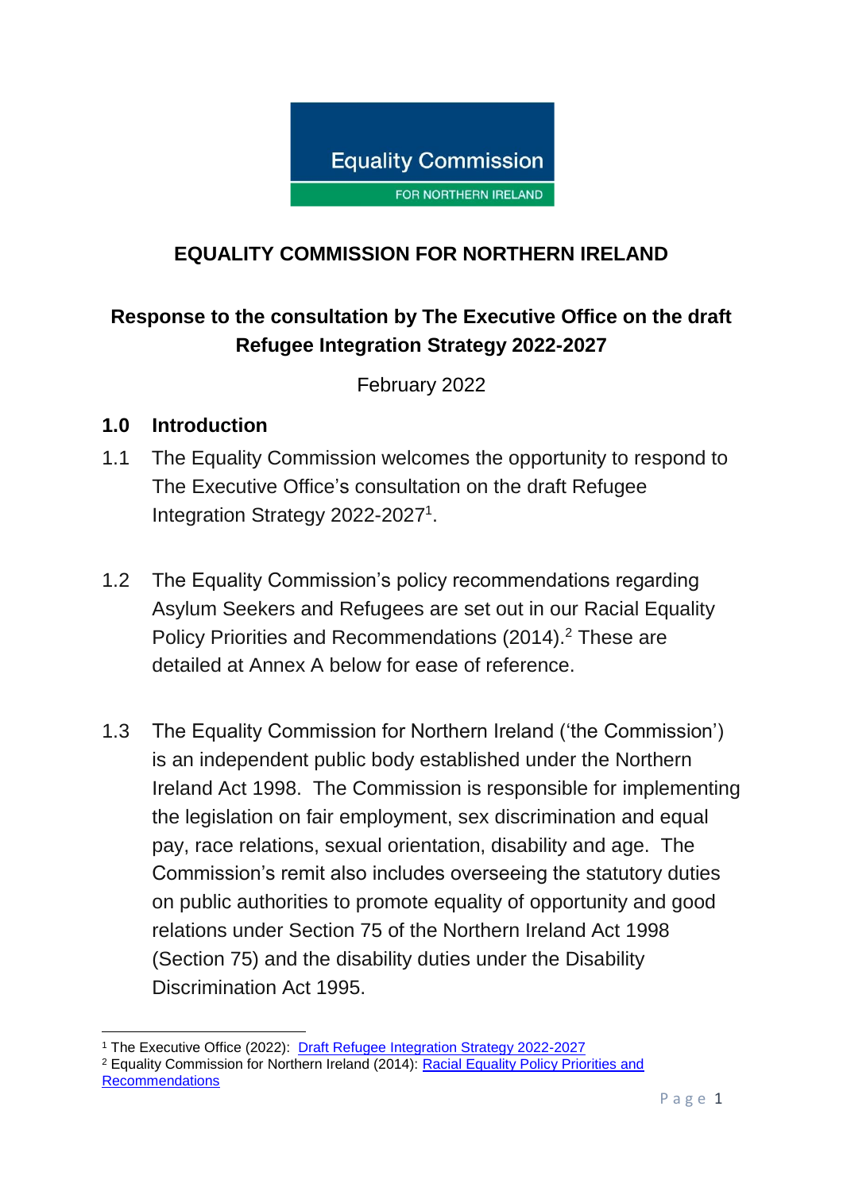Equality Commission

FOR NORTHERN IRELAND

# EQUALITY COMMISSION FOR NORTHERN IRELAND

## Response to the consultation by The Executive Office on the draft Refugee Integration Strategy 2022-2027

February 2022

## 1.0 Introduction

1.1 The Equality Commission welcomes the opportunity to respond to The Executive Office's consultation on the draft Refugee Integration Strategy 2022-2027[1].

1.2 The Equality Commission's policy recommendations regarding Asylum Seekers and Refugees are set out in our Racial Equality Policy Priorities and Recommendations (2014).[2] These are detailed at Annex A below for ease of reference.

1.3 The Equality Commission for Northern Ireland ('the Commission') is an independent public body established under the Northern Ireland Act 1998. The Commission is responsible for implementing the legislation on fair employment, sex discrimination and equal pay, race relations, sexual orientation, disability and age. The Commission's remit also includes overseeing the statutory duties on public authorities to promote equality of opportunity and good relations under Section 75 of the Northern Ireland Act 1998 (Section 75) and the disability duties under the Disability Discrimination Act 1995.

---

[1] The Executive Office (2022): Draft Refugee Integration Strategy 2022-2027

[2] Equality Commission for Northern Ireland (2014): Racial Equality Policy Priorities and Recommendations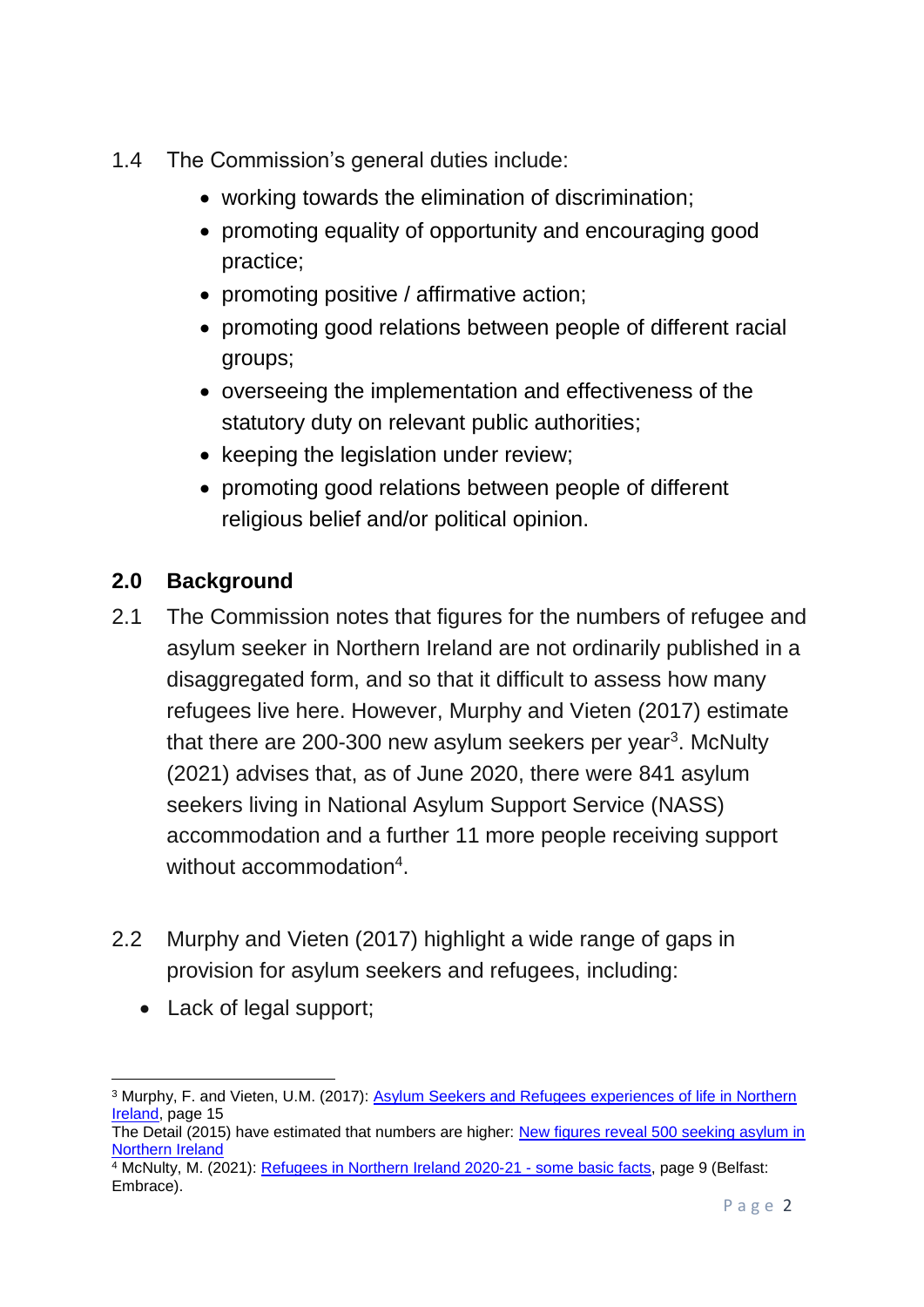1.4 The Commission's general duties include:

- working towards the elimination of discrimination;
- promoting equality of opportunity and encouraging good practice;
- promoting positive / affirmative action;
- promoting good relations between people of different racial groups;
- overseeing the implementation and effectiveness of the statutory duty on relevant public authorities;
- keeping the legislation under review;
- promoting good relations between people of different religious belief and/or political opinion.

## 2.0 Background

2.1 The Commission notes that figures for the numbers of refugee and asylum seeker in Northern Ireland are not ordinarily published in a disaggregated form, and so that it difficult to assess how many refugees live here. However, Murphy and Vieten (2017) estimate that there are 200-300 new asylum seekers per year[3]. McNulty (2021) advises that, as of June 2020, there were 841 asylum seekers living in National Asylum Support Service (NASS) accommodation and a further 11 more people receiving support without accommodation[4].

2.2 Murphy and Vieten (2017) highlight a wide range of gaps in provision for asylum seekers and refugees, including:

- Lack of legal support;

---

[3] Murphy, F. and Vieten, U.M. (2017): [Asylum Seekers and Refugees experiences of life in Northern Ireland](), page 15
The Detail (2015) have estimated that numbers are higher: [New figures reveal 500 seeking asylum in Northern Ireland]()

[4] McNulty, M. (2021): [Refugees in Northern Ireland 2020-21 - some basic facts](), page 9 (Belfast: Embrace).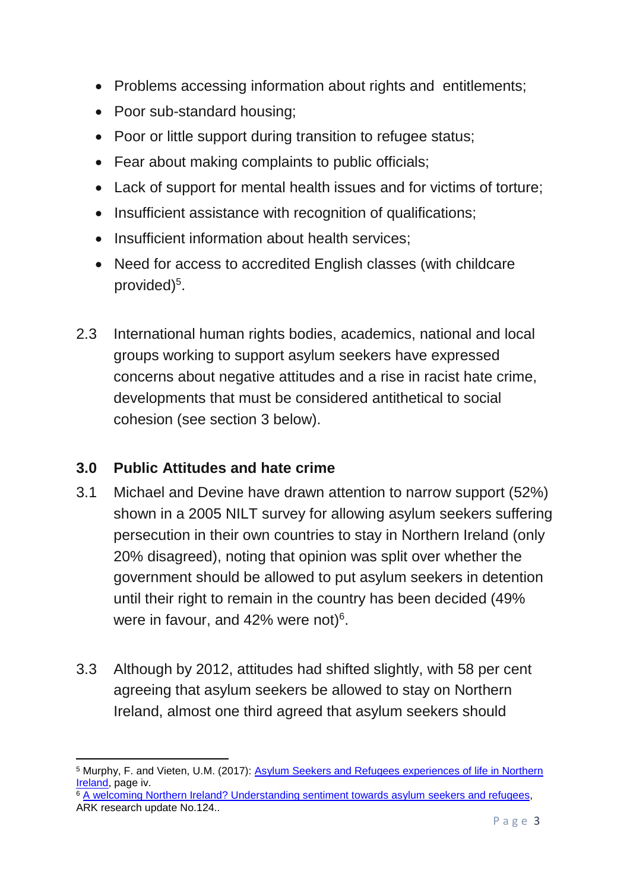- Problems accessing information about rights and  entitlements;
- Poor sub-standard housing;
- Poor or little support during transition to refugee status;
- Fear about making complaints to public officials;
- Lack of support for mental health issues and for victims of torture;
- Insufficient assistance with recognition of qualifications;
- Insufficient information about health services;
- Need for access to accredited English classes (with childcare provided)[5].

2.3 International human rights bodies, academics, national and local groups working to support asylum seekers have expressed concerns about negative attitudes and a rise in racist hate crime, developments that must be considered antithetical to social cohesion (see section 3 below).

## 3.0 Public Attitudes and hate crime

3.1 Michael and Devine have drawn attention to narrow support (52%) shown in a 2005 NILT survey for allowing asylum seekers suffering persecution in their own countries to stay in Northern Ireland (only 20% disagreed), noting that opinion was split over whether the government should be allowed to put asylum seekers in detention until their right to remain in the country has been decided (49% were in favour, and 42% were not)[6].

3.3 Although by 2012, attitudes had shifted slightly, with 58 per cent agreeing that asylum seekers be allowed to stay on Northern Ireland, almost one third agreed that asylum seekers should

---

[5] Murphy, F. and Vieten, U.M. (2017): Asylum Seekers and Refugees experiences of life in Northern Ireland, page iv.

[6] A welcoming Northern Ireland? Understanding sentiment towards asylum seekers and refugees, ARK research update No.124..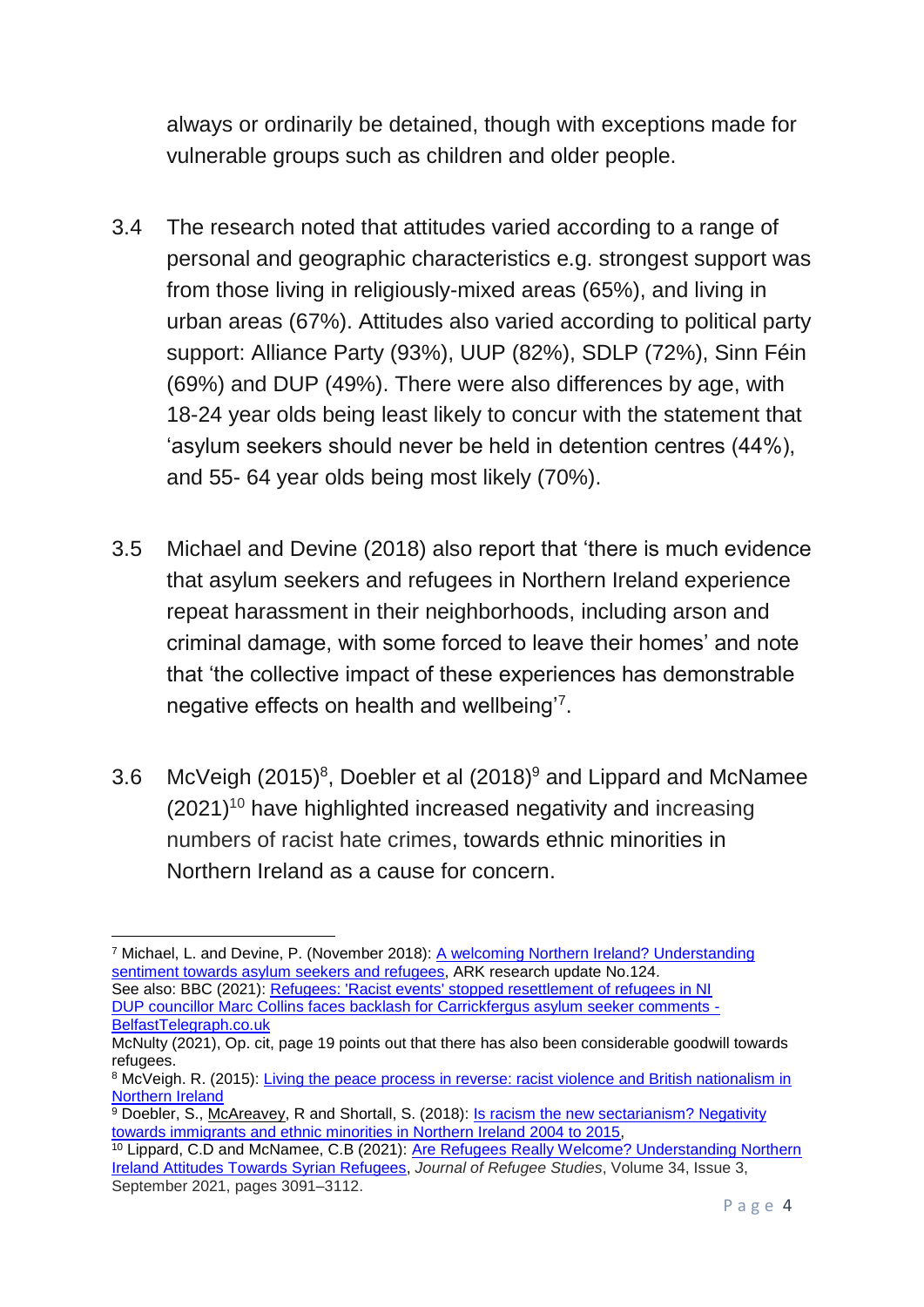always or ordinarily be detained, though with exceptions made for vulnerable groups such as children and older people.

3.4 The research noted that attitudes varied according to a range of personal and geographic characteristics e.g. strongest support was from those living in religiously-mixed areas (65%), and living in urban areas (67%). Attitudes also varied according to political party support: Alliance Party (93%), UUP (82%), SDLP (72%), Sinn Féin (69%) and DUP (49%). There were also differences by age, with 18-24 year olds being least likely to concur with the statement that 'asylum seekers should never be held in detention centres (44%), and 55- 64 year olds being most likely (70%).

3.5 Michael and Devine (2018) also report that 'there is much evidence that asylum seekers and refugees in Northern Ireland experience repeat harassment in their neighborhoods, including arson and criminal damage, with some forced to leave their homes' and note that 'the collective impact of these experiences has demonstrable negative effects on health and wellbeing'[7].

3.6 McVeigh (2015)[8], Doebler et al (2018)[9] and Lippard and McNamee (2021)[10] have highlighted increased negativity and increasing numbers of racist hate crimes, towards ethnic minorities in Northern Ireland as a cause for concern.

---

[7] Michael, L. and Devine, P. (November 2018): A welcoming Northern Ireland? Understanding sentiment towards asylum seekers and refugees, ARK research update No.124.
See also: BBC (2021): Refugees: 'Racist events' stopped resettlement of refugees in NI
DUP councillor Marc Collins faces backlash for Carrickfergus asylum seeker comments - BelfastTelegraph.co.uk
McNulty (2021), Op. cit, page 19 points out that there has also been considerable goodwill towards refugees.

[8] McVeigh. R. (2015): Living the peace process in reverse: racist violence and British nationalism in Northern Ireland

[9] Doebler, S., McAreavey, R and Shortall, S. (2018): Is racism the new sectarianism? Negativity towards immigrants and ethnic minorities in Northern Ireland 2004 to 2015,

[10] Lippard, C.D and McNamee, C.B (2021): Are Refugees Really Welcome? Understanding Northern Ireland Attitudes Towards Syrian Refugees, *Journal of Refugee Studies*, Volume 34, Issue 3, September 2021, pages 3091–3112.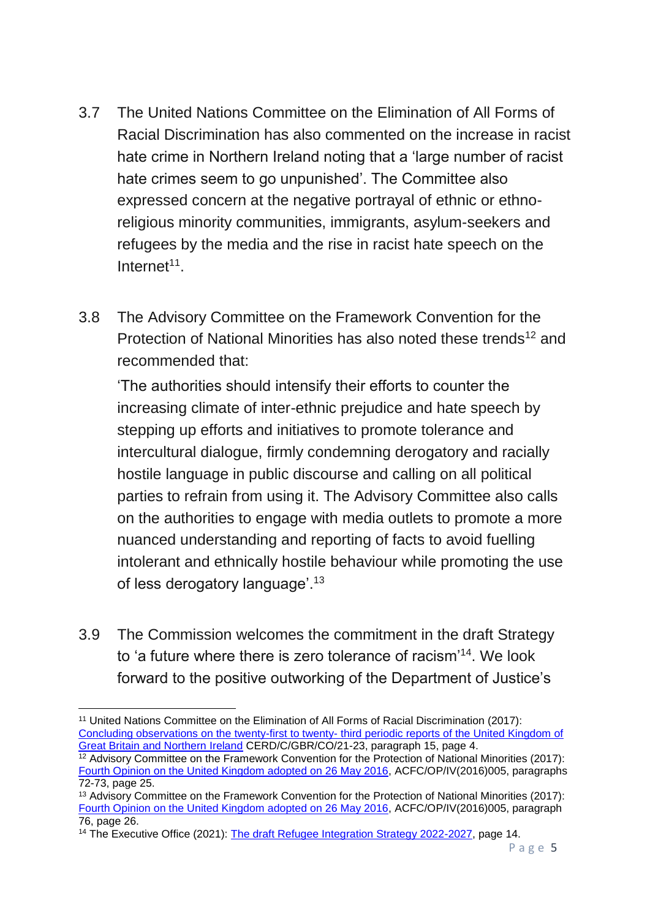3.7 The United Nations Committee on the Elimination of All Forms of Racial Discrimination has also commented on the increase in racist hate crime in Northern Ireland noting that a 'large number of racist hate crimes seem to go unpunished'. The Committee also expressed concern at the negative portrayal of ethnic or ethno-religious minority communities, immigrants, asylum-seekers and refugees by the media and the rise in racist hate speech on the Internet[11].

3.8 The Advisory Committee on the Framework Convention for the Protection of National Minorities has also noted these trends[12] and recommended that:

'The authorities should intensify their efforts to counter the increasing climate of inter-ethnic prejudice and hate speech by stepping up efforts and initiatives to promote tolerance and intercultural dialogue, firmly condemning derogatory and racially hostile language in public discourse and calling on all political parties to refrain from using it. The Advisory Committee also calls on the authorities to engage with media outlets to promote a more nuanced understanding and reporting of facts to avoid fuelling intolerant and ethnically hostile behaviour while promoting the use of less derogatory language'.[13]

3.9 The Commission welcomes the commitment in the draft Strategy to 'a future where there is zero tolerance of racism'[14]. We look forward to the positive outworking of the Department of Justice's

---

[11] United Nations Committee on the Elimination of All Forms of Racial Discrimination (2017): Concluding observations on the twenty-first to twenty- third periodic reports of the United Kingdom of Great Britain and Northern Ireland CERD/C/GBR/CO/21-23, paragraph 15, page 4.

[12] Advisory Committee on the Framework Convention for the Protection of National Minorities (2017): Fourth Opinion on the United Kingdom adopted on 26 May 2016, ACFC/OP/IV(2016)005, paragraphs 72-73, page 25.

[13] Advisory Committee on the Framework Convention for the Protection of National Minorities (2017): Fourth Opinion on the United Kingdom adopted on 26 May 2016, ACFC/OP/IV(2016)005, paragraph 76, page 26.

[14] The Executive Office (2021): The draft Refugee Integration Strategy 2022-2027, page 14.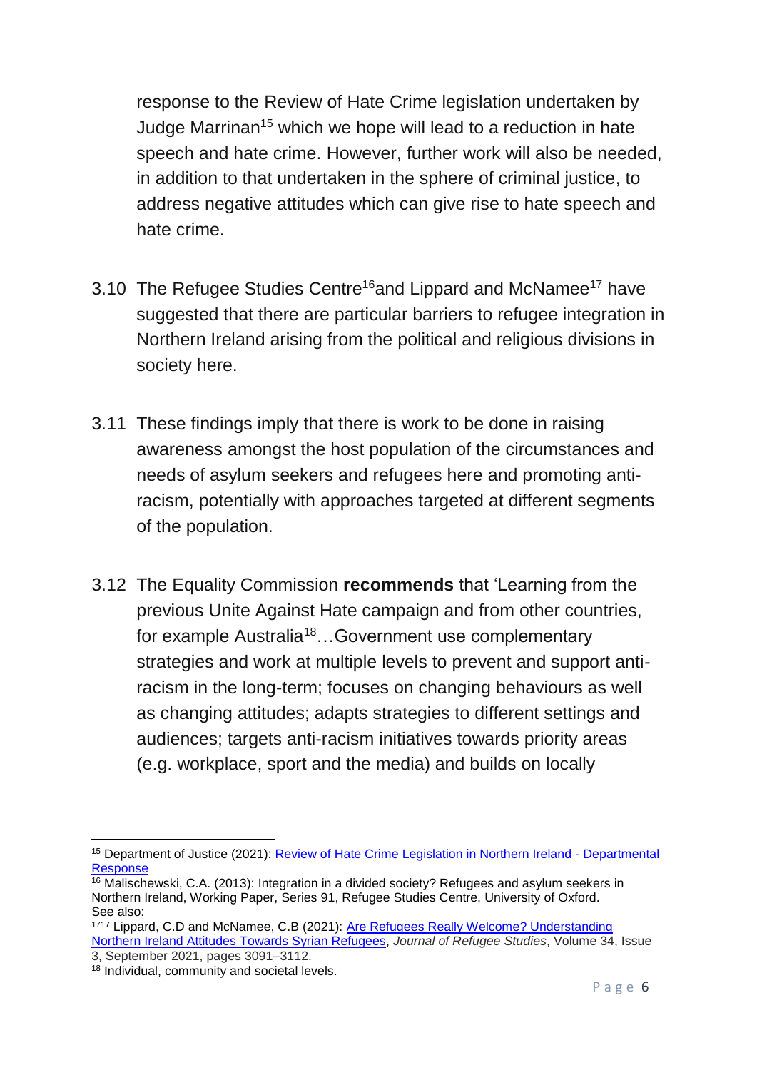response to the Review of Hate Crime legislation undertaken by Judge Marrinan[15] which we hope will lead to a reduction in hate speech and hate crime. However, further work will also be needed, in addition to that undertaken in the sphere of criminal justice, to address negative attitudes which can give rise to hate speech and hate crime.

3.10 The Refugee Studies Centre[16]and Lippard and McNamee[17] have suggested that there are particular barriers to refugee integration in Northern Ireland arising from the political and religious divisions in society here.

3.11 These findings imply that there is work to be done in raising awareness amongst the host population of the circumstances and needs of asylum seekers and refugees here and promoting anti-racism, potentially with approaches targeted at different segments of the population.

3.12 The Equality Commission **recommends** that 'Learning from the previous Unite Against Hate campaign and from other countries, for example Australia[18]…Government use complementary strategies and work at multiple levels to prevent and support anti-racism in the long-term; focuses on changing behaviours as well as changing attitudes; adapts strategies to different settings and audiences; targets anti-racism initiatives towards priority areas (e.g. workplace, sport and the media) and builds on locally

---

[15] Department of Justice (2021): Review of Hate Crime Legislation in Northern Ireland - Departmental Response

[16] Malischewski, C.A. (2013): Integration in a divided society? Refugees and asylum seekers in Northern Ireland, Working Paper, Series 91, Refugee Studies Centre, University of Oxford. See also:

[17] Lippard, C.D and McNamee, C.B (2021): Are Refugees Really Welcome? Understanding Northern Ireland Attitudes Towards Syrian Refugees, *Journal of Refugee Studies*, Volume 34, Issue 3, September 2021, pages 3091–3112.

[18] Individual, community and societal levels.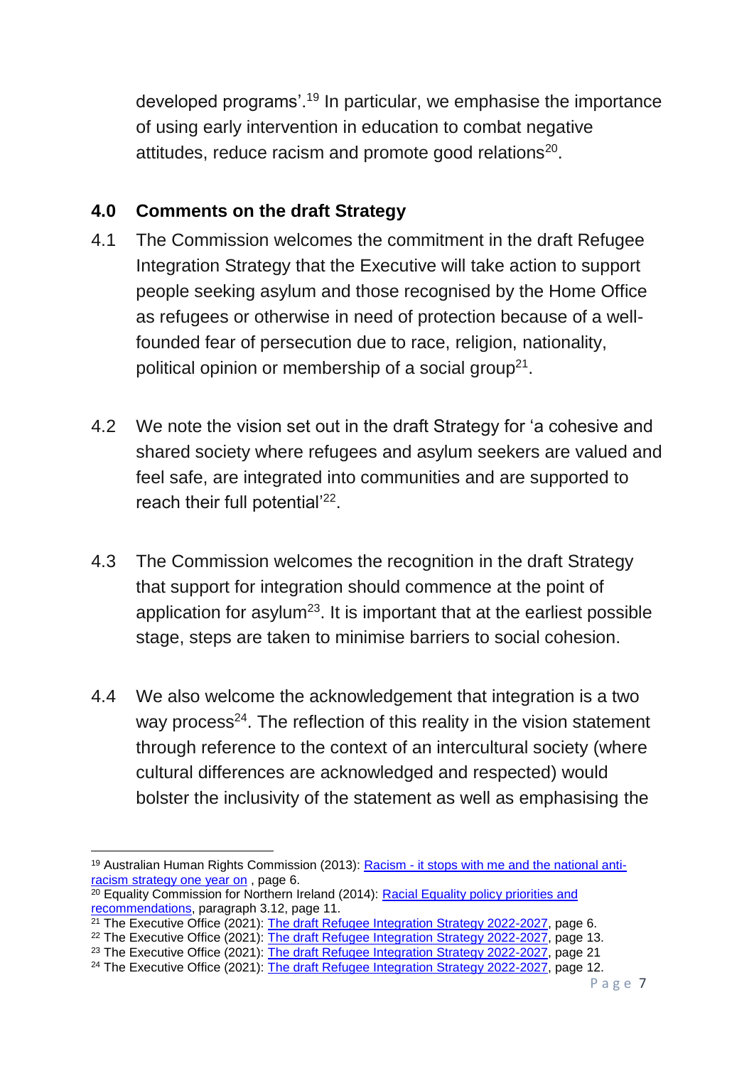developed programs'.[19] In particular, we emphasise the importance of using early intervention in education to combat negative attitudes, reduce racism and promote good relations[20].

## 4.0 Comments on the draft Strategy

4.1 The Commission welcomes the commitment in the draft Refugee Integration Strategy that the Executive will take action to support people seeking asylum and those recognised by the Home Office as refugees or otherwise in need of protection because of a well-founded fear of persecution due to race, religion, nationality, political opinion or membership of a social group[21].

4.2 We note the vision set out in the draft Strategy for 'a cohesive and shared society where refugees and asylum seekers are valued and feel safe, are integrated into communities and are supported to reach their full potential'[22].

4.3 The Commission welcomes the recognition in the draft Strategy that support for integration should commence at the point of application for asylum[23]. It is important that at the earliest possible stage, steps are taken to minimise barriers to social cohesion.

4.4 We also welcome the acknowledgement that integration is a two way process[24]. The reflection of this reality in the vision statement through reference to the context of an intercultural society (where cultural differences are acknowledged and respected) would bolster the inclusivity of the statement as well as emphasising the

---

[19] Australian Human Rights Commission (2013): Racism - it stops with me and the national anti-racism strategy one year on , page 6.

[20] Equality Commission for Northern Ireland (2014): Racial Equality policy priorities and recommendations, paragraph 3.12, page 11.

[21] The Executive Office (2021): The draft Refugee Integration Strategy 2022-2027, page 6.

[22] The Executive Office (2021): The draft Refugee Integration Strategy 2022-2027, page 13.

[23] The Executive Office (2021): The draft Refugee Integration Strategy 2022-2027, page 21

[24] The Executive Office (2021): The draft Refugee Integration Strategy 2022-2027, page 12.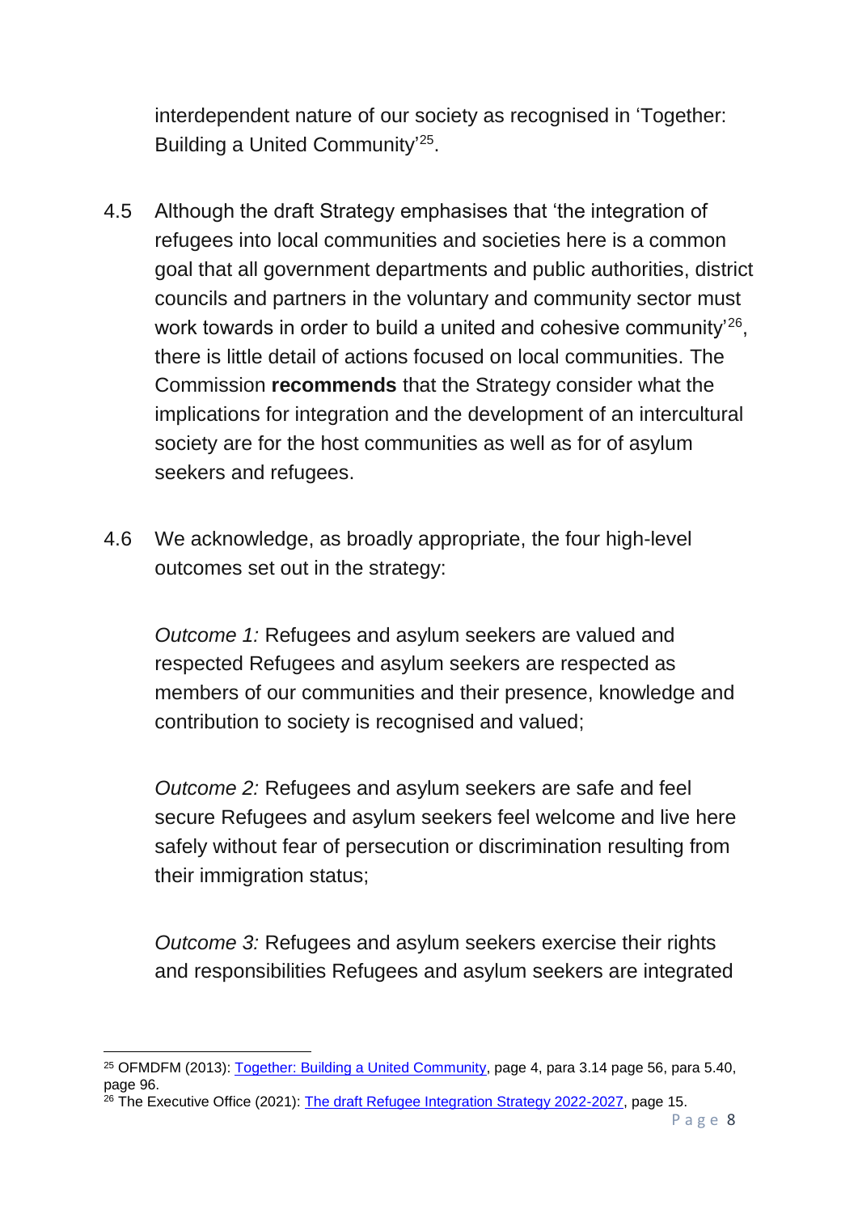interdependent nature of our society as recognised in 'Together: Building a United Community'[25].

4.5 Although the draft Strategy emphasises that 'the integration of refugees into local communities and societies here is a common goal that all government departments and public authorities, district councils and partners in the voluntary and community sector must work towards in order to build a united and cohesive community'[26], there is little detail of actions focused on local communities. The Commission **recommends** that the Strategy consider what the implications for integration and the development of an intercultural society are for the host communities as well as for of asylum seekers and refugees.

4.6 We acknowledge, as broadly appropriate, the four high-level outcomes set out in the strategy:

*Outcome 1:* Refugees and asylum seekers are valued and respected Refugees and asylum seekers are respected as members of our communities and their presence, knowledge and contribution to society is recognised and valued;

*Outcome 2:* Refugees and asylum seekers are safe and feel secure Refugees and asylum seekers feel welcome and live here safely without fear of persecution or discrimination resulting from their immigration status;

*Outcome 3:* Refugees and asylum seekers exercise their rights and responsibilities Refugees and asylum seekers are integrated

---

[25] OFMDFM (2013): Together: Building a United Community, page 4, para 3.14 page 56, para 5.40, page 96.

[26] The Executive Office (2021): The draft Refugee Integration Strategy 2022-2027, page 15.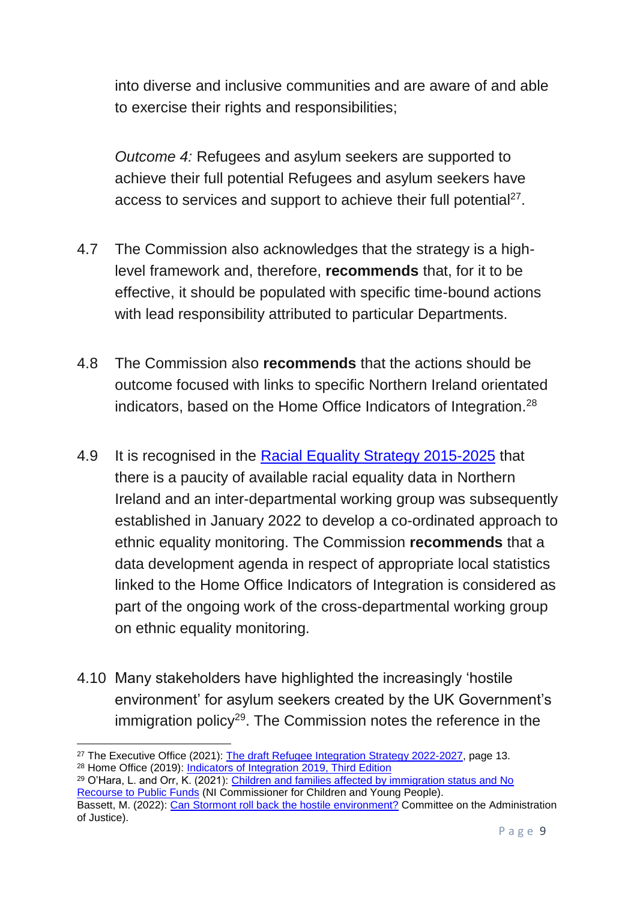into diverse and inclusive communities and are aware of and able to exercise their rights and responsibilities;

*Outcome 4:* Refugees and asylum seekers are supported to achieve their full potential Refugees and asylum seekers have access to services and support to achieve their full potential[27].

4.7 The Commission also acknowledges that the strategy is a high-level framework and, therefore, **recommends** that, for it to be effective, it should be populated with specific time-bound actions with lead responsibility attributed to particular Departments.

4.8 The Commission also **recommends** that the actions should be outcome focused with links to specific Northern Ireland orientated indicators, based on the Home Office Indicators of Integration.[28]

4.9 It is recognised in the Racial Equality Strategy 2015-2025 that there is a paucity of available racial equality data in Northern Ireland and an inter-departmental working group was subsequently established in January 2022 to develop a co-ordinated approach to ethnic equality monitoring. The Commission **recommends** that a data development agenda in respect of appropriate local statistics linked to the Home Office Indicators of Integration is considered as part of the ongoing work of the cross-departmental working group on ethnic equality monitoring.

4.10 Many stakeholders have highlighted the increasingly 'hostile environment' for asylum seekers created by the UK Government's immigration policy[29]. The Commission notes the reference in the

---

[27] The Executive Office (2021): The draft Refugee Integration Strategy 2022-2027, page 13.

[28] Home Office (2019): Indicators of Integration 2019, Third Edition

[29] O'Hara, L. and Orr, K. (2021): Children and families affected by immigration status and No Recourse to Public Funds (NI Commissioner for Children and Young People).
Bassett, M. (2022): Can Stormont roll back the hostile environment? Committee on the Administration of Justice).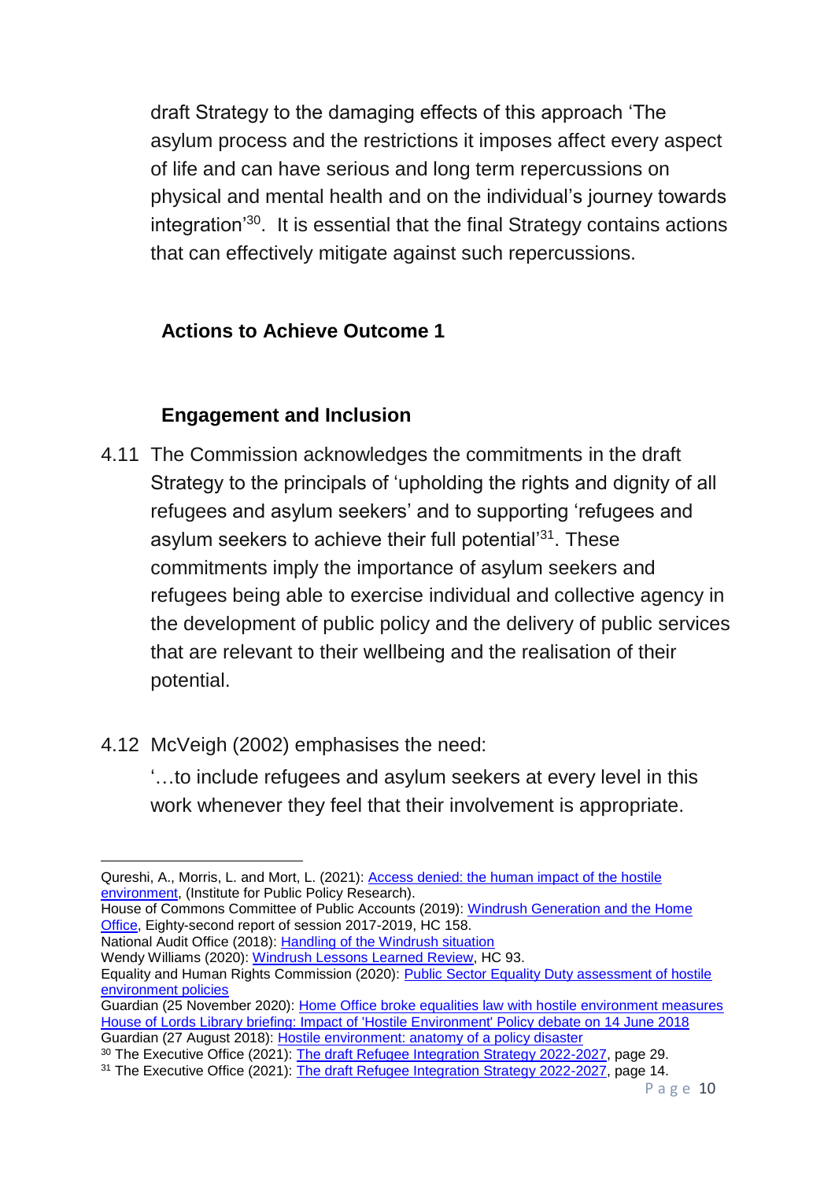draft Strategy to the damaging effects of this approach 'The asylum process and the restrictions it imposes affect every aspect of life and can have serious and long term repercussions on physical and mental health and on the individual's journey towards integration'[30]. It is essential that the final Strategy contains actions that can effectively mitigate against such repercussions.

### Actions to Achieve Outcome 1

### Engagement and Inclusion

4.11 The Commission acknowledges the commitments in the draft Strategy to the principals of 'upholding the rights and dignity of all refugees and asylum seekers' and to supporting 'refugees and asylum seekers to achieve their full potential'[31]. These commitments imply the importance of asylum seekers and refugees being able to exercise individual and collective agency in the development of public policy and the delivery of public services that are relevant to their wellbeing and the realisation of their potential.

4.12 McVeigh (2002) emphasises the need:

'…to include refugees and asylum seekers at every level in this work whenever they feel that their involvement is appropriate.

---

Qureshi, A., Morris, L. and Mort, L. (2021): [Access denied: the human impact of the hostile environment](), (Institute for Public Policy Research).
House of Commons Committee of Public Accounts (2019): [Windrush Generation and the Home Office](), Eighty-second report of session 2017-2019, HC 158.
National Audit Office (2018): [Handling of the Windrush situation]()
Wendy Williams (2020): [Windrush Lessons Learned Review](), HC 93.
Equality and Human Rights Commission (2020): [Public Sector Equality Duty assessment of hostile environment policies]()
Guardian (25 November 2020): [Home Office broke equalities law with hostile environment measures]()
[House of Lords Library briefing: Impact of 'Hostile Environment' Policy debate on 14 June 2018]()
Guardian (27 August 2018): [Hostile environment: anatomy of a policy disaster]()

[30] The Executive Office (2021): [The draft Refugee Integration Strategy 2022-2027](), page 29.
[31] The Executive Office (2021): [The draft Refugee Integration Strategy 2022-2027](), page 14.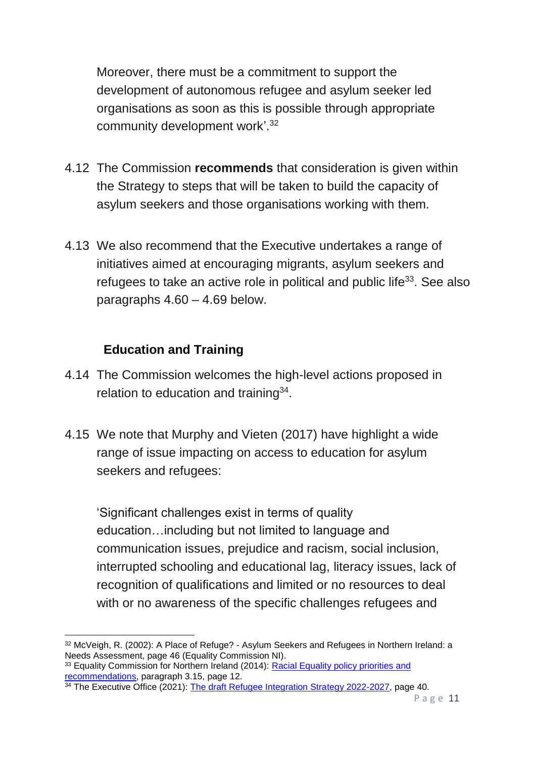Moreover, there must be a commitment to support the development of autonomous refugee and asylum seeker led organisations as soon as this is possible through appropriate community development work'.[32]

4.12 The Commission **recommends** that consideration is given within the Strategy to steps that will be taken to build the capacity of asylum seekers and those organisations working with them.

4.13 We also recommend that the Executive undertakes a range of initiatives aimed at encouraging migrants, asylum seekers and refugees to take an active role in political and public life[33]. See also paragraphs 4.60 – 4.69 below.

### Education and Training

4.14 The Commission welcomes the high-level actions proposed in relation to education and training[34].

4.15 We note that Murphy and Vieten (2017) have highlight a wide range of issue impacting on access to education for asylum seekers and refugees:

'Significant challenges exist in terms of quality education…including but not limited to language and communication issues, prejudice and racism, social inclusion, interrupted schooling and educational lag, literacy issues, lack of recognition of qualifications and limited or no resources to deal with or no awareness of the specific challenges refugees and

---

[32] McVeigh, R. (2002): A Place of Refuge? - Asylum Seekers and Refugees in Northern Ireland: a Needs Assessment, page 46 (Equality Commission NI).

[33] Equality Commission for Northern Ireland (2014): [Racial Equality policy priorities and recommendations](), paragraph 3.15, page 12.

[34] The Executive Office (2021): [The draft Refugee Integration Strategy 2022-2027](), page 40.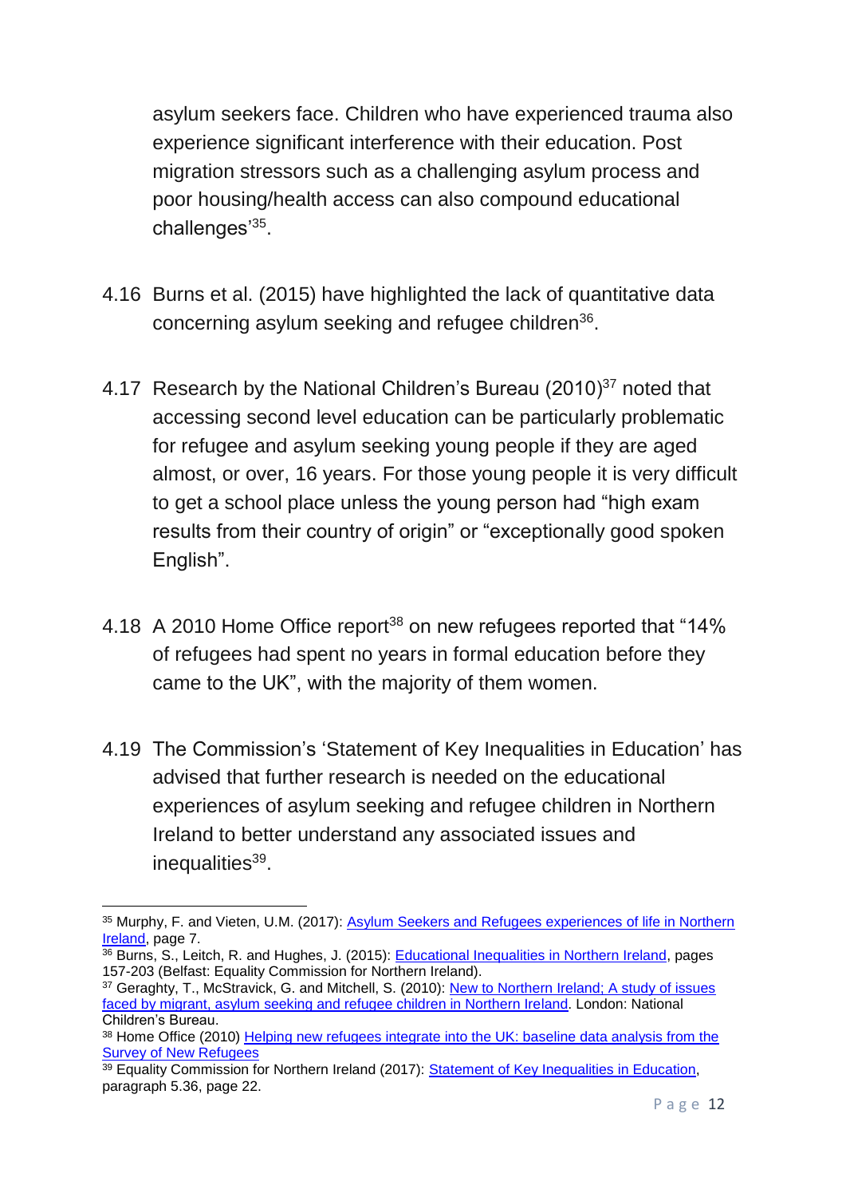asylum seekers face. Children who have experienced trauma also experience significant interference with their education. Post migration stressors such as a challenging asylum process and poor housing/health access can also compound educational challenges'[35].

4.16 Burns et al. (2015) have highlighted the lack of quantitative data concerning asylum seeking and refugee children[36].

4.17 Research by the National Children's Bureau (2010)[37] noted that accessing second level education can be particularly problematic for refugee and asylum seeking young people if they are aged almost, or over, 16 years. For those young people it is very difficult to get a school place unless the young person had "high exam results from their country of origin" or "exceptionally good spoken English".

4.18 A 2010 Home Office report[38] on new refugees reported that "14% of refugees had spent no years in formal education before they came to the UK", with the majority of them women.

4.19 The Commission's 'Statement of Key Inequalities in Education' has advised that further research is needed on the educational experiences of asylum seeking and refugee children in Northern Ireland to better understand any associated issues and inequalities[39].

---

[35] Murphy, F. and Vieten, U.M. (2017): Asylum Seekers and Refugees experiences of life in Northern Ireland, page 7.

[36] Burns, S., Leitch, R. and Hughes, J. (2015): Educational Inequalities in Northern Ireland, pages 157-203 (Belfast: Equality Commission for Northern Ireland).

[37] Geraghty, T., McStravick, G. and Mitchell, S. (2010): New to Northern Ireland; A study of issues faced by migrant, asylum seeking and refugee children in Northern Ireland. London: National Children's Bureau.

[38] Home Office (2010) Helping new refugees integrate into the UK: baseline data analysis from the Survey of New Refugees

[39] Equality Commission for Northern Ireland (2017): Statement of Key Inequalities in Education, paragraph 5.36, page 22.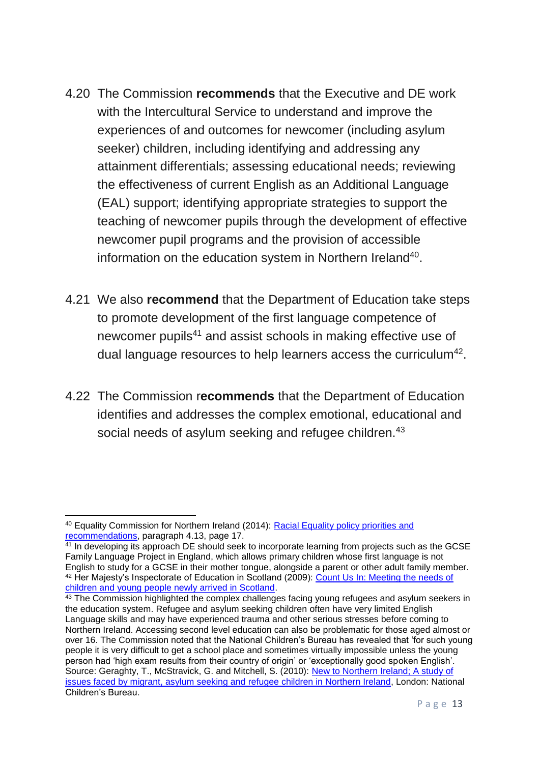4.20 The Commission **recommends** that the Executive and DE work with the Intercultural Service to understand and improve the experiences of and outcomes for newcomer (including asylum seeker) children, including identifying and addressing any attainment differentials; assessing educational needs; reviewing the effectiveness of current English as an Additional Language (EAL) support; identifying appropriate strategies to support the teaching of newcomer pupils through the development of effective newcomer pupil programs and the provision of accessible information on the education system in Northern Ireland[40].

4.21 We also **recommend** that the Department of Education take steps to promote development of the first language competence of newcomer pupils[41] and assist schools in making effective use of dual language resources to help learners access the curriculum[42].

4.22 The Commission r**ecommends** that the Department of Education identifies and addresses the complex emotional, educational and social needs of asylum seeking and refugee children.[43]

---

[40] Equality Commission for Northern Ireland (2014): Racial Equality policy priorities and recommendations, paragraph 4.13, page 17.

[41] In developing its approach DE should seek to incorporate learning from projects such as the GCSE Family Language Project in England, which allows primary children whose first language is not English to study for a GCSE in their mother tongue, alongside a parent or other adult family member.

[42] Her Majesty's Inspectorate of Education in Scotland (2009): Count Us In: Meeting the needs of children and young people newly arrived in Scotland.

[43] The Commission highlighted the complex challenges facing young refugees and asylum seekers in the education system. Refugee and asylum seeking children often have very limited English Language skills and may have experienced trauma and other serious stresses before coming to Northern Ireland. Accessing second level education can also be problematic for those aged almost or over 16. The Commission noted that the National Children's Bureau has revealed that 'for such young people it is very difficult to get a school place and sometimes virtually impossible unless the young person had 'high exam results from their country of origin' or 'exceptionally good spoken English'. Source: Geraghty, T., McStravick, G. and Mitchell, S. (2010): New to Northern Ireland; A study of issues faced by migrant, asylum seeking and refugee children in Northern Ireland, London: National Children's Bureau.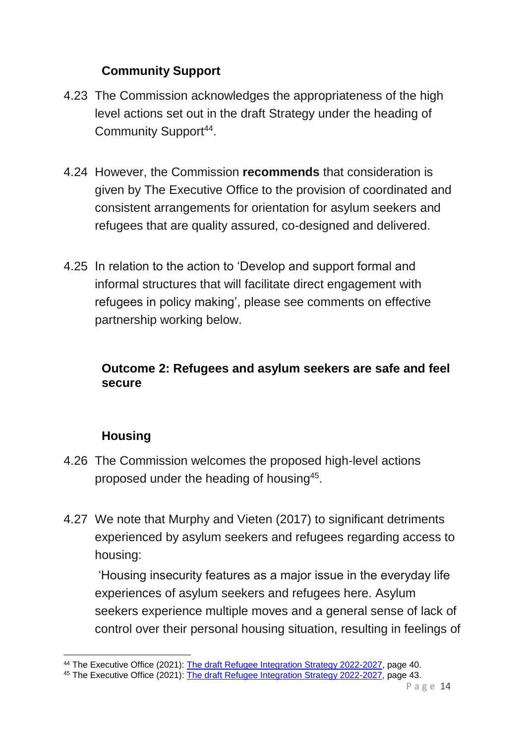### Community Support

4.23 The Commission acknowledges the appropriateness of the high level actions set out in the draft Strategy under the heading of Community Support[44].

4.24 However, the Commission **recommends** that consideration is given by The Executive Office to the provision of coordinated and consistent arrangements for orientation for asylum seekers and refugees that are quality assured, co-designed and delivered.

4.25 In relation to the action to 'Develop and support formal and informal structures that will facilitate direct engagement with refugees in policy making', please see comments on effective partnership working below.

### Outcome 2: Refugees and asylum seekers are safe and feel secure

### Housing

4.26 The Commission welcomes the proposed high-level actions proposed under the heading of housing[45].

4.27 We note that Murphy and Vieten (2017) to significant detriments experienced by asylum seekers and refugees regarding access to housing:

'Housing insecurity features as a major issue in the everyday life experiences of asylum seekers and refugees here. Asylum seekers experience multiple moves and a general sense of lack of control over their personal housing situation, resulting in feelings of

---

[44] The Executive Office (2021): [The draft Refugee Integration Strategy 2022-2027](), page 40.

[45] The Executive Office (2021): [The draft Refugee Integration Strategy 2022-2027](), page 43.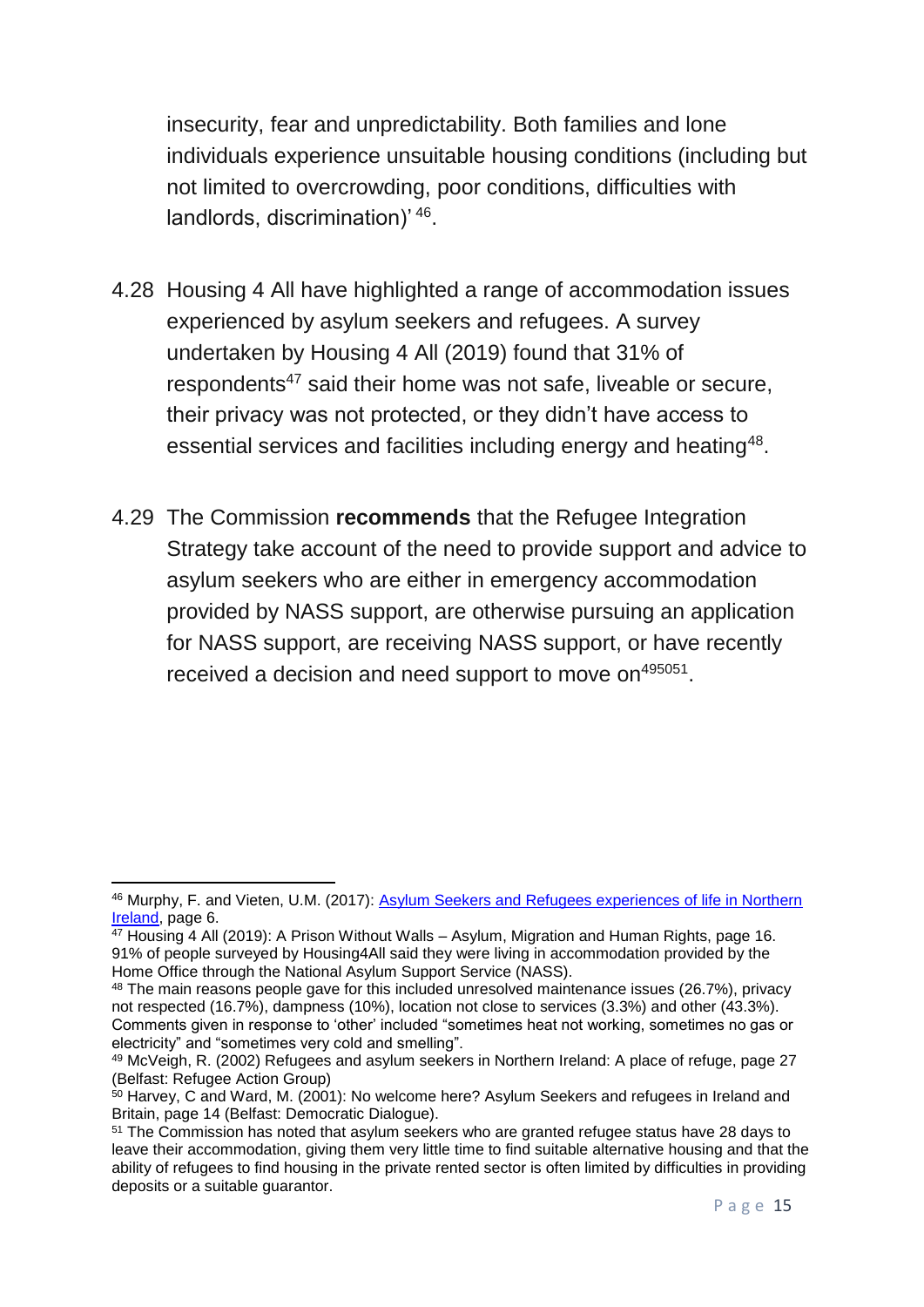insecurity, fear and unpredictability. Both families and lone individuals experience unsuitable housing conditions (including but not limited to overcrowding, poor conditions, difficulties with landlords, discrimination)' [46].

4.28 Housing 4 All have highlighted a range of accommodation issues experienced by asylum seekers and refugees. A survey undertaken by Housing 4 All (2019) found that 31% of respondents[47] said their home was not safe, liveable or secure, their privacy was not protected, or they didn't have access to essential services and facilities including energy and heating[48].

4.29 The Commission **recommends** that the Refugee Integration Strategy take account of the need to provide support and advice to asylum seekers who are either in emergency accommodation provided by NASS support, are otherwise pursuing an application for NASS support, are receiving NASS support, or have recently received a decision and need support to move on[49][50][51].

---

[46] Murphy, F. and Vieten, U.M. (2017): Asylum Seekers and Refugees experiences of life in Northern Ireland, page 6.

[47] Housing 4 All (2019): A Prison Without Walls – Asylum, Migration and Human Rights, page 16. 91% of people surveyed by Housing4All said they were living in accommodation provided by the Home Office through the National Asylum Support Service (NASS).

[48] The main reasons people gave for this included unresolved maintenance issues (26.7%), privacy not respected (16.7%), dampness (10%), location not close to services (3.3%) and other (43.3%). Comments given in response to 'other' included "sometimes heat not working, sometimes no gas or electricity" and "sometimes very cold and smelling".

[49] McVeigh, R. (2002) Refugees and asylum seekers in Northern Ireland: A place of refuge, page 27 (Belfast: Refugee Action Group)

[50] Harvey, C and Ward, M. (2001): No welcome here? Asylum Seekers and refugees in Ireland and Britain, page 14 (Belfast: Democratic Dialogue).

[51] The Commission has noted that asylum seekers who are granted refugee status have 28 days to leave their accommodation, giving them very little time to find suitable alternative housing and that the ability of refugees to find housing in the private rented sector is often limited by difficulties in providing deposits or a suitable guarantor.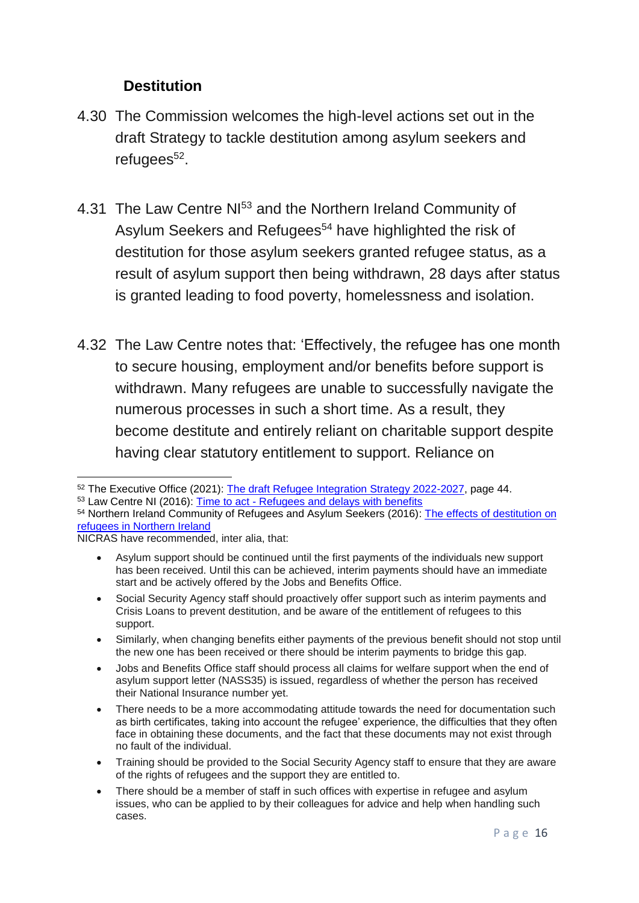### Destitution

4.30 The Commission welcomes the high-level actions set out in the draft Strategy to tackle destitution among asylum seekers and refugees[52].

4.31 The Law Centre NI[53] and the Northern Ireland Community of Asylum Seekers and Refugees[54] have highlighted the risk of destitution for those asylum seekers granted refugee status, as a result of asylum support then being withdrawn, 28 days after status is granted leading to food poverty, homelessness and isolation.

4.32 The Law Centre notes that: 'Effectively, the refugee has one month to secure housing, employment and/or benefits before support is withdrawn. Many refugees are unable to successfully navigate the numerous processes in such a short time. As a result, they become destitute and entirely reliant on charitable support despite having clear statutory entitlement to support. Reliance on

---

[52] The Executive Office (2021): [The draft Refugee Integration Strategy 2022-2027](), page 44.

[53] Law Centre NI (2016): [Time to act - Refugees and delays with benefits]()

[54] Northern Ireland Community of Refugees and Asylum Seekers (2016): [The effects of destitution on refugees in Northern Ireland]()

NICRAS have recommended, inter alia, that:

- Asylum support should be continued until the first payments of the individuals new support has been received. Until this can be achieved, interim payments should have an immediate start and be actively offered by the Jobs and Benefits Office.
- Social Security Agency staff should proactively offer support such as interim payments and Crisis Loans to prevent destitution, and be aware of the entitlement of refugees to this support.
- Similarly, when changing benefits either payments of the previous benefit should not stop until the new one has been received or there should be interim payments to bridge this gap.
- Jobs and Benefits Office staff should process all claims for welfare support when the end of asylum support letter (NASS35) is issued, regardless of whether the person has received their National Insurance number yet.
- There needs to be a more accommodating attitude towards the need for documentation such as birth certificates, taking into account the refugee' experience, the difficulties that they often face in obtaining these documents, and the fact that these documents may not exist through no fault of the individual.
- Training should be provided to the Social Security Agency staff to ensure that they are aware of the rights of refugees and the support they are entitled to.
- There should be a member of staff in such offices with expertise in refugee and asylum issues, who can be applied to by their colleagues for advice and help when handling such cases.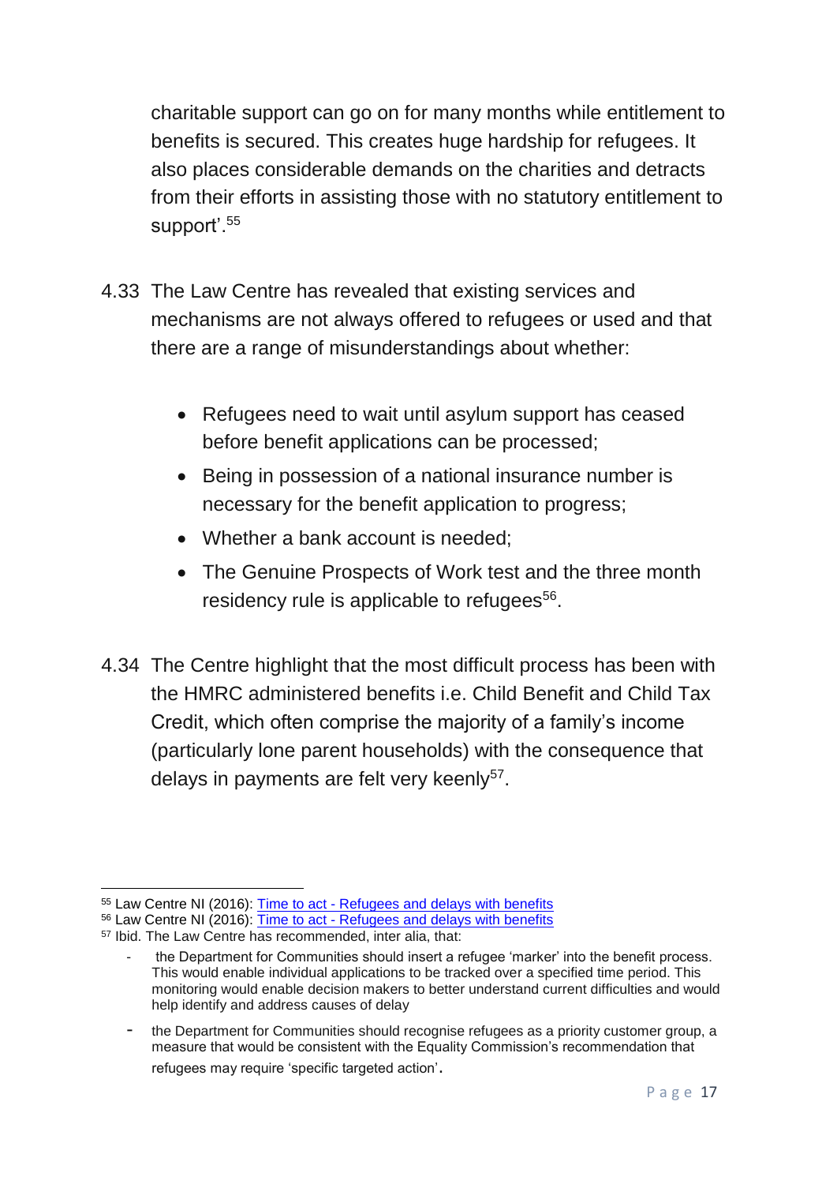charitable support can go on for many months while entitlement to benefits is secured. This creates huge hardship for refugees. It also places considerable demands on the charities and detracts from their efforts in assisting those with no statutory entitlement to support'.[55]

4.33 The Law Centre has revealed that existing services and mechanisms are not always offered to refugees or used and that there are a range of misunderstandings about whether:

- Refugees need to wait until asylum support has ceased before benefit applications can be processed;
- Being in possession of a national insurance number is necessary for the benefit application to progress;
- Whether a bank account is needed;
- The Genuine Prospects of Work test and the three month residency rule is applicable to refugees[56].

4.34 The Centre highlight that the most difficult process has been with the HMRC administered benefits i.e. Child Benefit and Child Tax Credit, which often comprise the majority of a family's income (particularly lone parent households) with the consequence that delays in payments are felt very keenly[57].

---

[55] Law Centre NI (2016): Time to act - Refugees and delays with benefits

[56] Law Centre NI (2016): Time to act - Refugees and delays with benefits

[57] Ibid. The Law Centre has recommended, inter alia, that:

- the Department for Communities should insert a refugee 'marker' into the benefit process. This would enable individual applications to be tracked over a specified time period. This monitoring would enable decision makers to better understand current difficulties and would help identify and address causes of delay
- the Department for Communities should recognise refugees as a priority customer group, a measure that would be consistent with the Equality Commission's recommendation that refugees may require 'specific targeted action'.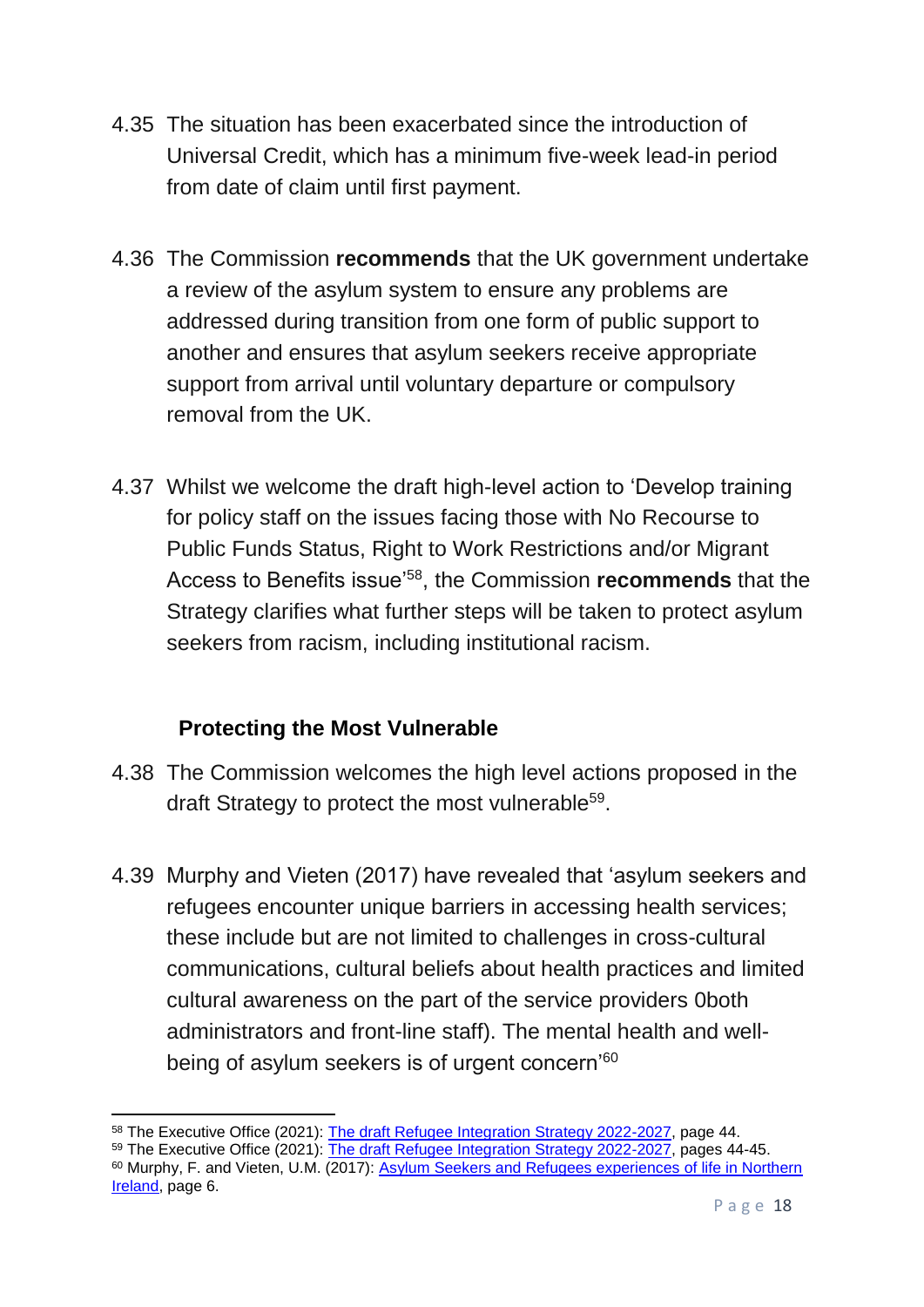4.35 The situation has been exacerbated since the introduction of Universal Credit, which has a minimum five-week lead-in period from date of claim until first payment.

4.36 The Commission **recommends** that the UK government undertake a review of the asylum system to ensure any problems are addressed during transition from one form of public support to another and ensures that asylum seekers receive appropriate support from arrival until voluntary departure or compulsory removal from the UK.

4.37 Whilst we welcome the draft high-level action to 'Develop training for policy staff on the issues facing those with No Recourse to Public Funds Status, Right to Work Restrictions and/or Migrant Access to Benefits issue'[58], the Commission **recommends** that the Strategy clarifies what further steps will be taken to protect asylum seekers from racism, including institutional racism.

### Protecting the Most Vulnerable

4.38 The Commission welcomes the high level actions proposed in the draft Strategy to protect the most vulnerable[59].

4.39 Murphy and Vieten (2017) have revealed that 'asylum seekers and refugees encounter unique barriers in accessing health services; these include but are not limited to challenges in cross-cultural communications, cultural beliefs about health practices and limited cultural awareness on the part of the service providers 0both administrators and front-line staff). The mental health and well-being of asylum seekers is of urgent concern'[60]

---

[58] The Executive Office (2021): [The draft Refugee Integration Strategy 2022-2027](), page 44.

[59] The Executive Office (2021): [The draft Refugee Integration Strategy 2022-2027](), pages 44-45.

[60] Murphy, F. and Vieten, U.M. (2017): [Asylum Seekers and Refugees experiences of life in Northern Ireland](), page 6.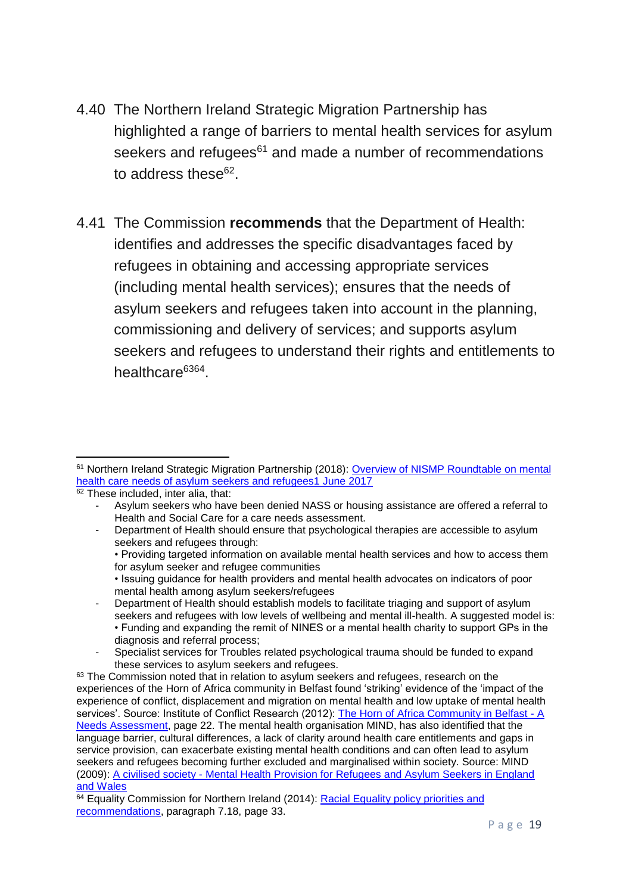4.40 The Northern Ireland Strategic Migration Partnership has highlighted a range of barriers to mental health services for asylum seekers and refugees[61] and made a number of recommendations to address these[62].

4.41 The Commission **recommends** that the Department of Health: identifies and addresses the specific disadvantages faced by refugees in obtaining and accessing appropriate services (including mental health services); ensures that the needs of asylum seekers and refugees taken into account in the planning, commissioning and delivery of services; and supports asylum seekers and refugees to understand their rights and entitlements to healthcare[63][64].

---

[61] Northern Ireland Strategic Migration Partnership (2018): Overview of NISMP Roundtable on mental health care needs of asylum seekers and refugees1 June 2017

[62] These included, inter alia, that:

- Asylum seekers who have been denied NASS or housing assistance are offered a referral to Health and Social Care for a care needs assessment.
- Department of Health should ensure that psychological therapies are accessible to asylum seekers and refugees through:
  • Providing targeted information on available mental health services and how to access them for asylum seeker and refugee communities
  • Issuing guidance for health providers and mental health advocates on indicators of poor mental health among asylum seekers/refugees
- Department of Health should establish models to facilitate triaging and support of asylum seekers and refugees with low levels of wellbeing and mental ill-health. A suggested model is:
  • Funding and expanding the remit of NINES or a mental health charity to support GPs in the diagnosis and referral process;
- Specialist services for Troubles related psychological trauma should be funded to expand these services to asylum seekers and refugees.

[63] The Commission noted that in relation to asylum seekers and refugees, research on the experiences of the Horn of Africa community in Belfast found 'striking' evidence of the 'impact of the experience of conflict, displacement and migration on mental health and low uptake of mental health services'. Source: Institute of Conflict Research (2012): The Horn of Africa Community in Belfast - A Needs Assessment, page 22. The mental health organisation MIND, has also identified that the language barrier, cultural differences, a lack of clarity around health care entitlements and gaps in service provision, can exacerbate existing mental health conditions and can often lead to asylum seekers and refugees becoming further excluded and marginalised within society. Source: MIND (2009): A civilised society - Mental Health Provision for Refugees and Asylum Seekers in England and Wales

[64] Equality Commission for Northern Ireland (2014): Racial Equality policy priorities and recommendations, paragraph 7.18, page 33.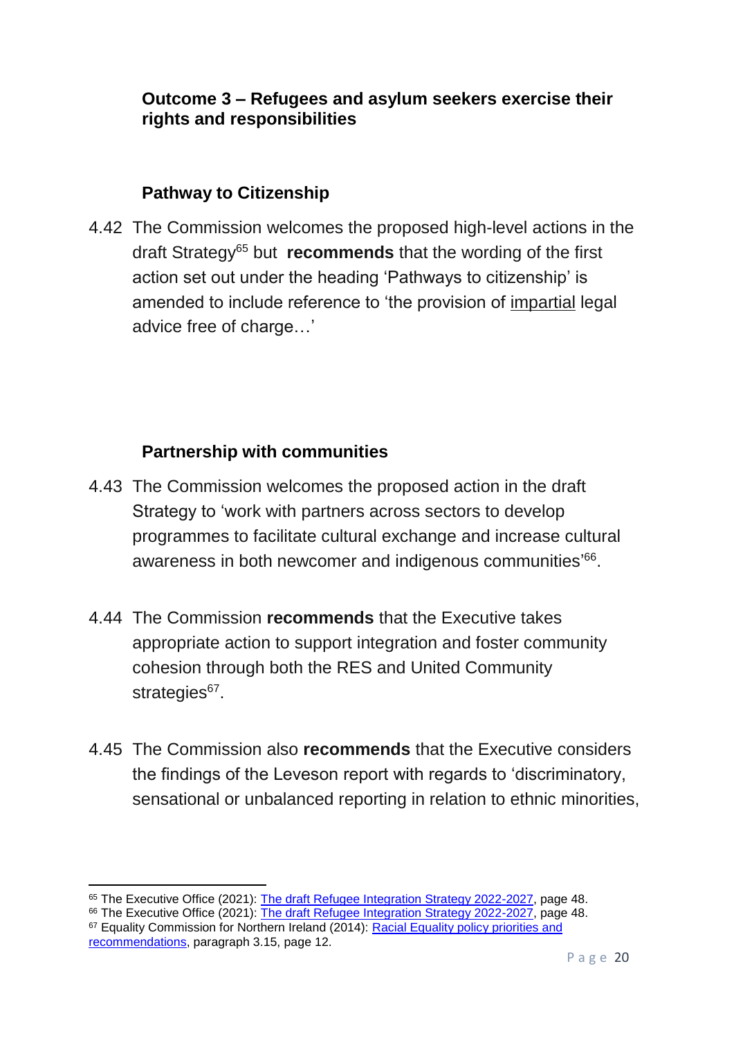### Outcome 3 – Refugees and asylum seekers exercise their rights and responsibilities

#### Pathway to Citizenship

4.42 The Commission welcomes the proposed high-level actions in the draft Strategy[65] but **recommends** that the wording of the first action set out under the heading 'Pathways to citizenship' is amended to include reference to 'the provision of impartial legal advice free of charge…'

#### Partnership with communities

4.43 The Commission welcomes the proposed action in the draft Strategy to 'work with partners across sectors to develop programmes to facilitate cultural exchange and increase cultural awareness in both newcomer and indigenous communities'[66].

4.44 The Commission **recommends** that the Executive takes appropriate action to support integration and foster community cohesion through both the RES and United Community strategies[67].

4.45 The Commission also **recommends** that the Executive considers the findings of the Leveson report with regards to 'discriminatory, sensational or unbalanced reporting in relation to ethnic minorities,

---

[65] The Executive Office (2021): The draft Refugee Integration Strategy 2022-2027, page 48.

[66] The Executive Office (2021): The draft Refugee Integration Strategy 2022-2027, page 48.

[67] Equality Commission for Northern Ireland (2014): Racial Equality policy priorities and recommendations, paragraph 3.15, page 12.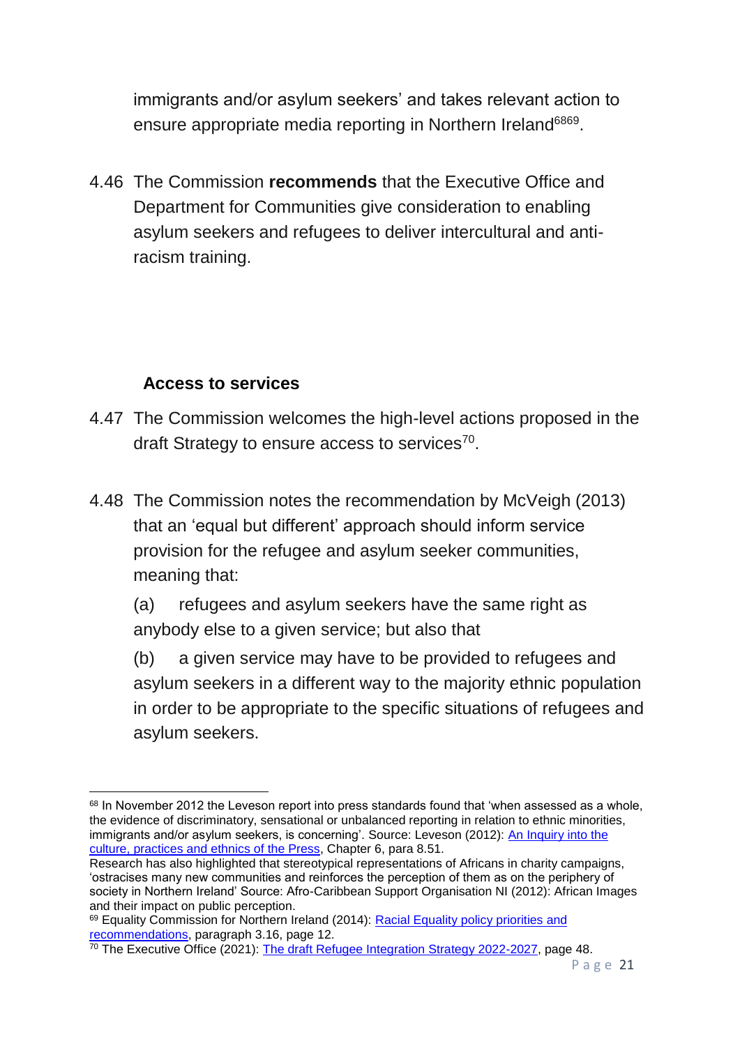immigrants and/or asylum seekers' and takes relevant action to ensure appropriate media reporting in Northern Ireland[68][69].

4.46 The Commission **recommends** that the Executive Office and Department for Communities give consideration to enabling asylum seekers and refugees to deliver intercultural and anti-racism training.

### Access to services

4.47 The Commission welcomes the high-level actions proposed in the draft Strategy to ensure access to services[70].

4.48 The Commission notes the recommendation by McVeigh (2013) that an 'equal but different' approach should inform service provision for the refugee and asylum seeker communities, meaning that:

(a) refugees and asylum seekers have the same right as anybody else to a given service; but also that

(b) a given service may have to be provided to refugees and asylum seekers in a different way to the majority ethnic population in order to be appropriate to the specific situations of refugees and asylum seekers.

---

[68] In November 2012 the Leveson report into press standards found that 'when assessed as a whole, the evidence of discriminatory, sensational or unbalanced reporting in relation to ethnic minorities, immigrants and/or asylum seekers, is concerning'. Source: Leveson (2012): An Inquiry into the culture, practices and ethnics of the Press, Chapter 6, para 8.51.
Research has also highlighted that stereotypical representations of Africans in charity campaigns, 'ostracises many new communities and reinforces the perception of them as on the periphery of society in Northern Ireland' Source: Afro-Caribbean Support Organisation NI (2012): African Images and their impact on public perception.

[69] Equality Commission for Northern Ireland (2014): Racial Equality policy priorities and recommendations, paragraph 3.16, page 12.

[70] The Executive Office (2021): The draft Refugee Integration Strategy 2022-2027, page 48.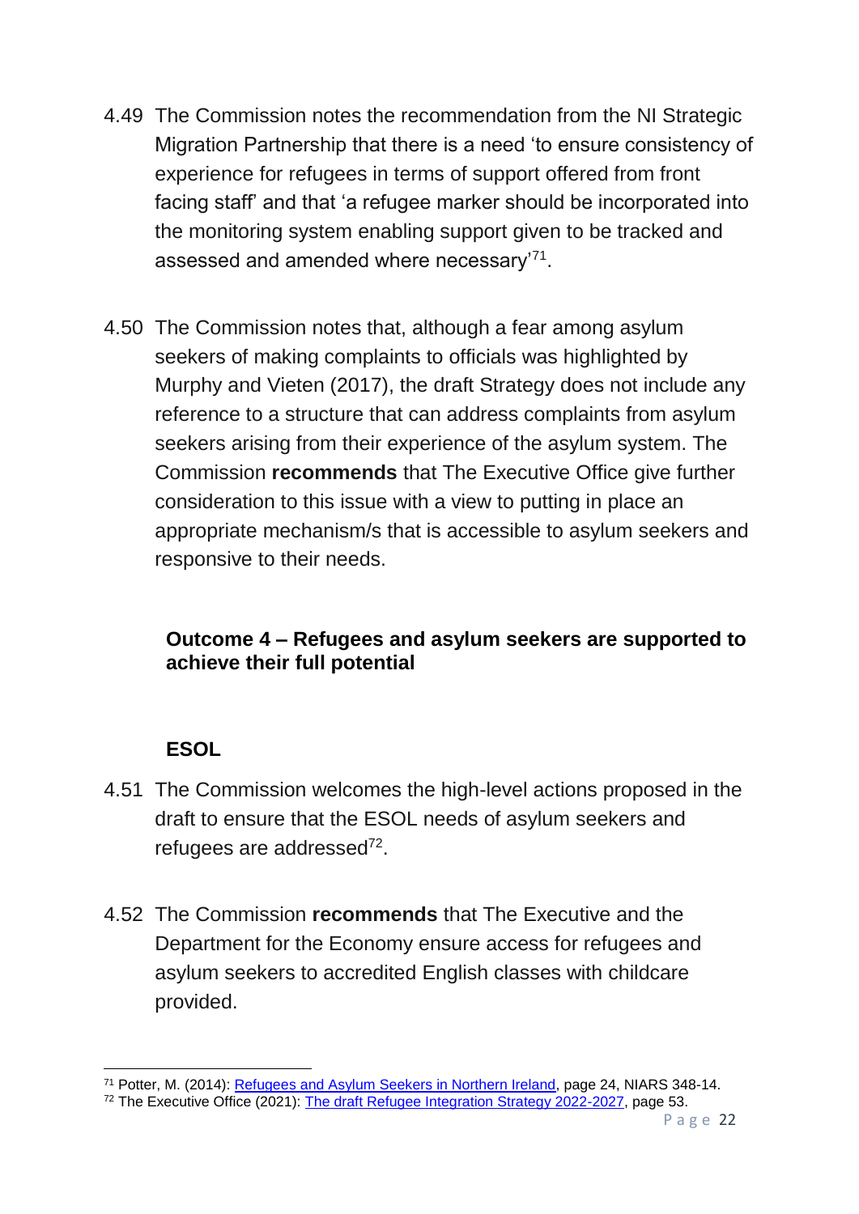4.49 The Commission notes the recommendation from the NI Strategic Migration Partnership that there is a need 'to ensure consistency of experience for refugees in terms of support offered from front facing staff' and that 'a refugee marker should be incorporated into the monitoring system enabling support given to be tracked and assessed and amended where necessary'[71].

4.50 The Commission notes that, although a fear among asylum seekers of making complaints to officials was highlighted by Murphy and Vieten (2017), the draft Strategy does not include any reference to a structure that can address complaints from asylum seekers arising from their experience of the asylum system. The Commission **recommends** that The Executive Office give further consideration to this issue with a view to putting in place an appropriate mechanism/s that is accessible to asylum seekers and responsive to their needs.

### Outcome 4 – Refugees and asylum seekers are supported to achieve their full potential

### ESOL

4.51 The Commission welcomes the high-level actions proposed in the draft to ensure that the ESOL needs of asylum seekers and refugees are addressed[72].

4.52 The Commission **recommends** that The Executive and the Department for the Economy ensure access for refugees and asylum seekers to accredited English classes with childcare provided.

---

[71] Potter, M. (2014): [Refugees and Asylum Seekers in Northern Ireland](), page 24, NIARS 348-14.

[72] The Executive Office (2021): [The draft Refugee Integration Strategy 2022-2027](), page 53.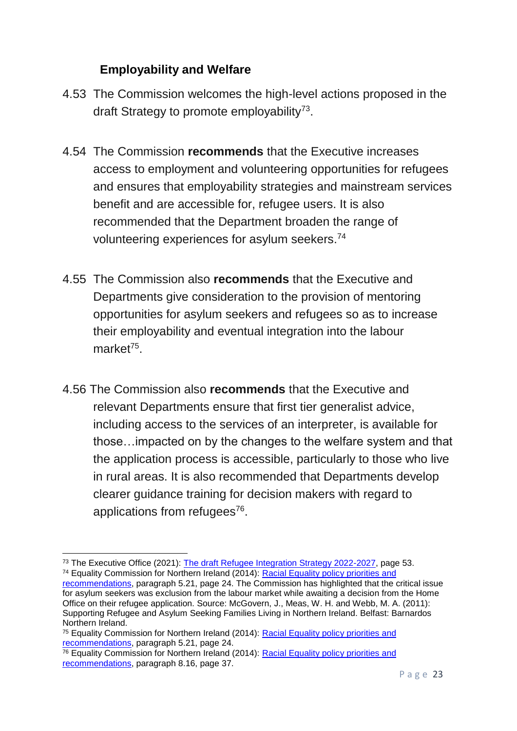### Employability and Welfare

4.53 The Commission welcomes the high-level actions proposed in the draft Strategy to promote employability[73].

4.54 The Commission **recommends** that the Executive increases access to employment and volunteering opportunities for refugees and ensures that employability strategies and mainstream services benefit and are accessible for, refugee users. It is also recommended that the Department broaden the range of volunteering experiences for asylum seekers.[74]

4.55 The Commission also **recommends** that the Executive and Departments give consideration to the provision of mentoring opportunities for asylum seekers and refugees so as to increase their employability and eventual integration into the labour market[75].

4.56 The Commission also **recommends** that the Executive and relevant Departments ensure that first tier generalist advice, including access to the services of an interpreter, is available for those…impacted on by the changes to the welfare system and that the application process is accessible, particularly to those who live in rural areas. It is also recommended that Departments develop clearer guidance training for decision makers with regard to applications from refugees[76].

---

[73] The Executive Office (2021): The draft Refugee Integration Strategy 2022-2027, page 53.

[74] Equality Commission for Northern Ireland (2014): Racial Equality policy priorities and recommendations, paragraph 5.21, page 24. The Commission has highlighted that the critical issue for asylum seekers was exclusion from the labour market while awaiting a decision from the Home Office on their refugee application. Source: McGovern, J., Meas, W. H. and Webb, M. A. (2011): Supporting Refugee and Asylum Seeking Families Living in Northern Ireland. Belfast: Barnardos Northern Ireland.

[75] Equality Commission for Northern Ireland (2014): Racial Equality policy priorities and recommendations, paragraph 5.21, page 24.

[76] Equality Commission for Northern Ireland (2014): Racial Equality policy priorities and recommendations, paragraph 8.16, page 37.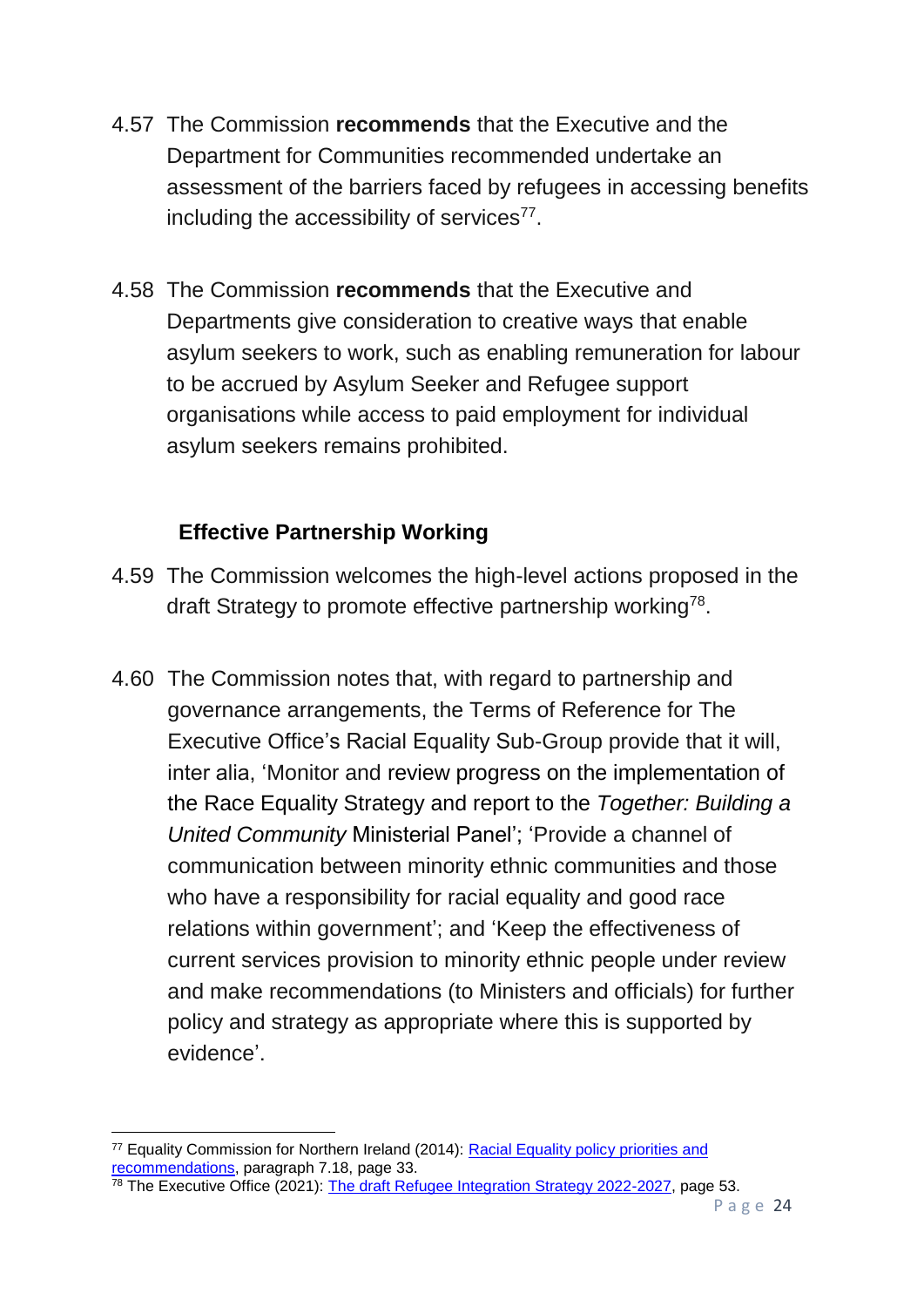4.57 The Commission **recommends** that the Executive and the Department for Communities recommended undertake an assessment of the barriers faced by refugees in accessing benefits including the accessibility of services[77].

4.58 The Commission **recommends** that the Executive and Departments give consideration to creative ways that enable asylum seekers to work, such as enabling remuneration for labour to be accrued by Asylum Seeker and Refugee support organisations while access to paid employment for individual asylum seekers remains prohibited.

### Effective Partnership Working

4.59 The Commission welcomes the high-level actions proposed in the draft Strategy to promote effective partnership working[78].

4.60 The Commission notes that, with regard to partnership and governance arrangements, the Terms of Reference for The Executive Office's Racial Equality Sub-Group provide that it will, inter alia, 'Monitor and review progress on the implementation of the Race Equality Strategy and report to the *Together: Building a United Community* Ministerial Panel'; 'Provide a channel of communication between minority ethnic communities and those who have a responsibility for racial equality and good race relations within government'; and 'Keep the effectiveness of current services provision to minority ethnic people under review and make recommendations (to Ministers and officials) for further policy and strategy as appropriate where this is supported by evidence'.

---

[77] Equality Commission for Northern Ireland (2014): Racial Equality policy priorities and recommendations, paragraph 7.18, page 33.

[78] The Executive Office (2021): The draft Refugee Integration Strategy 2022-2027, page 53.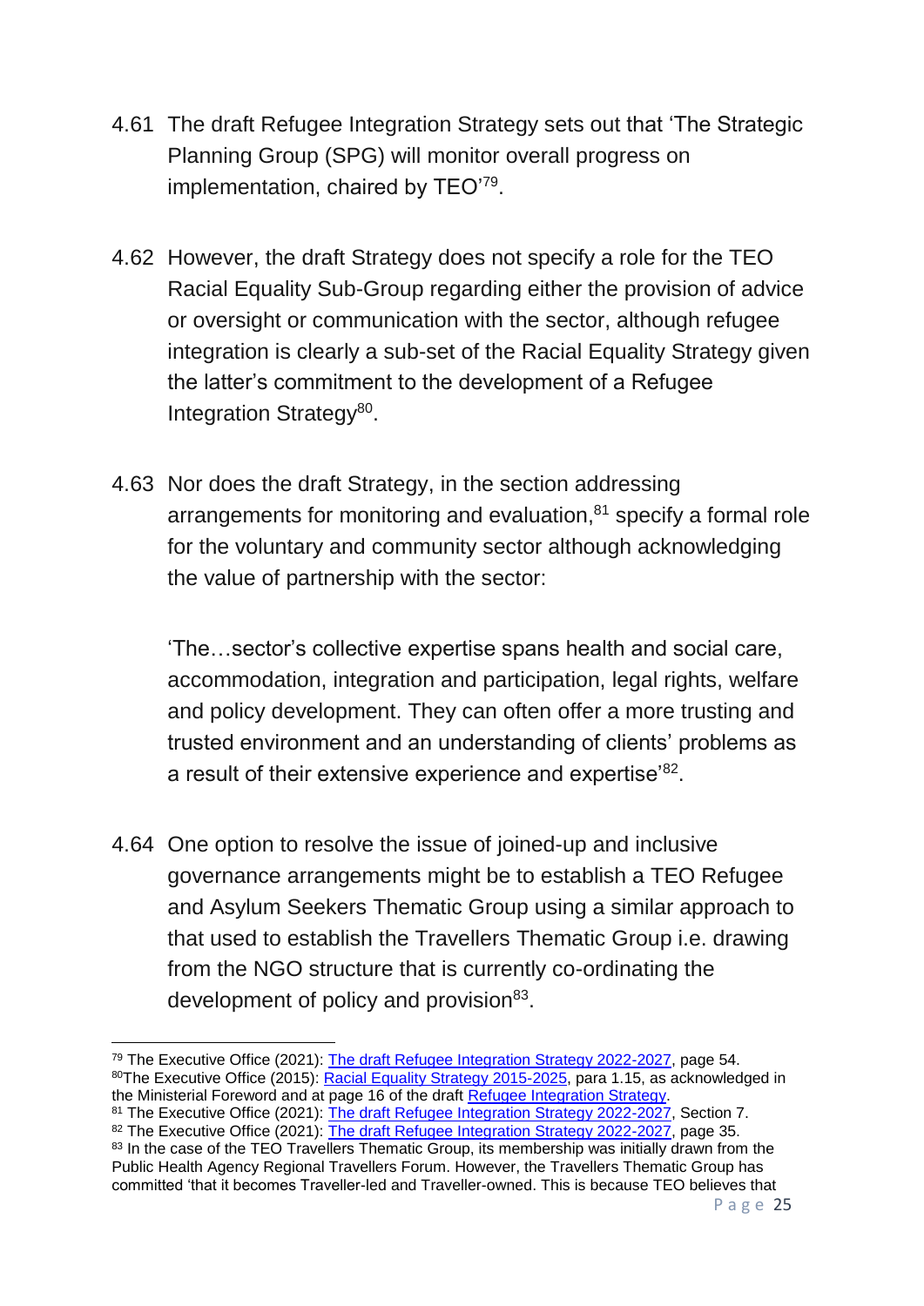4.61 The draft Refugee Integration Strategy sets out that 'The Strategic Planning Group (SPG) will monitor overall progress on implementation, chaired by TEO'[79].

4.62 However, the draft Strategy does not specify a role for the TEO Racial Equality Sub-Group regarding either the provision of advice or oversight or communication with the sector, although refugee integration is clearly a sub-set of the Racial Equality Strategy given the latter's commitment to the development of a Refugee Integration Strategy[80].

4.63 Nor does the draft Strategy, in the section addressing arrangements for monitoring and evaluation,[81] specify a formal role for the voluntary and community sector although acknowledging the value of partnership with the sector:

'The…sector's collective expertise spans health and social care, accommodation, integration and participation, legal rights, welfare and policy development. They can often offer a more trusting and trusted environment and an understanding of clients' problems as a result of their extensive experience and expertise'[82].

4.64 One option to resolve the issue of joined-up and inclusive governance arrangements might be to establish a TEO Refugee and Asylum Seekers Thematic Group using a similar approach to that used to establish the Travellers Thematic Group i.e. drawing from the NGO structure that is currently co-ordinating the development of policy and provision[83].

---

[79] The Executive Office (2021): The draft Refugee Integration Strategy 2022-2027, page 54.

[80] The Executive Office (2015): Racial Equality Strategy 2015-2025, para 1.15, as acknowledged in the Ministerial Foreword and at page 16 of the draft Refugee Integration Strategy.

[81] The Executive Office (2021): The draft Refugee Integration Strategy 2022-2027, Section 7.

[82] The Executive Office (2021): The draft Refugee Integration Strategy 2022-2027, page 35.

[83] In the case of the TEO Travellers Thematic Group, its membership was initially drawn from the Public Health Agency Regional Travellers Forum. However, the Travellers Thematic Group has committed 'that it becomes Traveller-led and Traveller-owned. This is because TEO believes that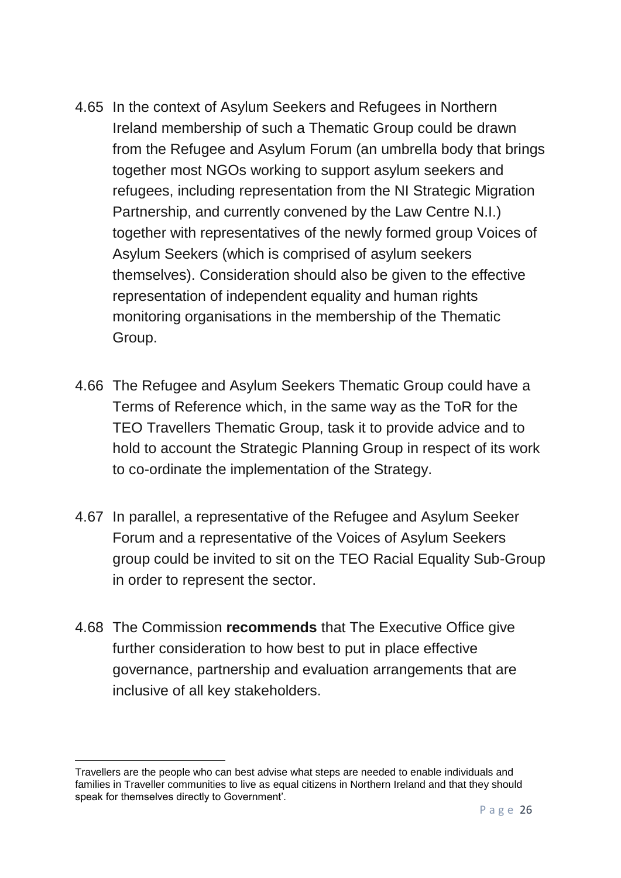4.65 In the context of Asylum Seekers and Refugees in Northern Ireland membership of such a Thematic Group could be drawn from the Refugee and Asylum Forum (an umbrella body that brings together most NGOs working to support asylum seekers and refugees, including representation from the NI Strategic Migration Partnership, and currently convened by the Law Centre N.I.) together with representatives of the newly formed group Voices of Asylum Seekers (which is comprised of asylum seekers themselves). Consideration should also be given to the effective representation of independent equality and human rights monitoring organisations in the membership of the Thematic Group.

4.66 The Refugee and Asylum Seekers Thematic Group could have a Terms of Reference which, in the same way as the ToR for the TEO Travellers Thematic Group, task it to provide advice and to hold to account the Strategic Planning Group in respect of its work to co-ordinate the implementation of the Strategy.

4.67 In parallel, a representative of the Refugee and Asylum Seeker Forum and a representative of the Voices of Asylum Seekers group could be invited to sit on the TEO Racial Equality Sub-Group in order to represent the sector.

4.68 The Commission **recommends** that The Executive Office give further consideration to how best to put in place effective governance, partnership and evaluation arrangements that are inclusive of all key stakeholders.

---

Travellers are the people who can best advise what steps are needed to enable individuals and families in Traveller communities to live as equal citizens in Northern Ireland and that they should speak for themselves directly to Government'.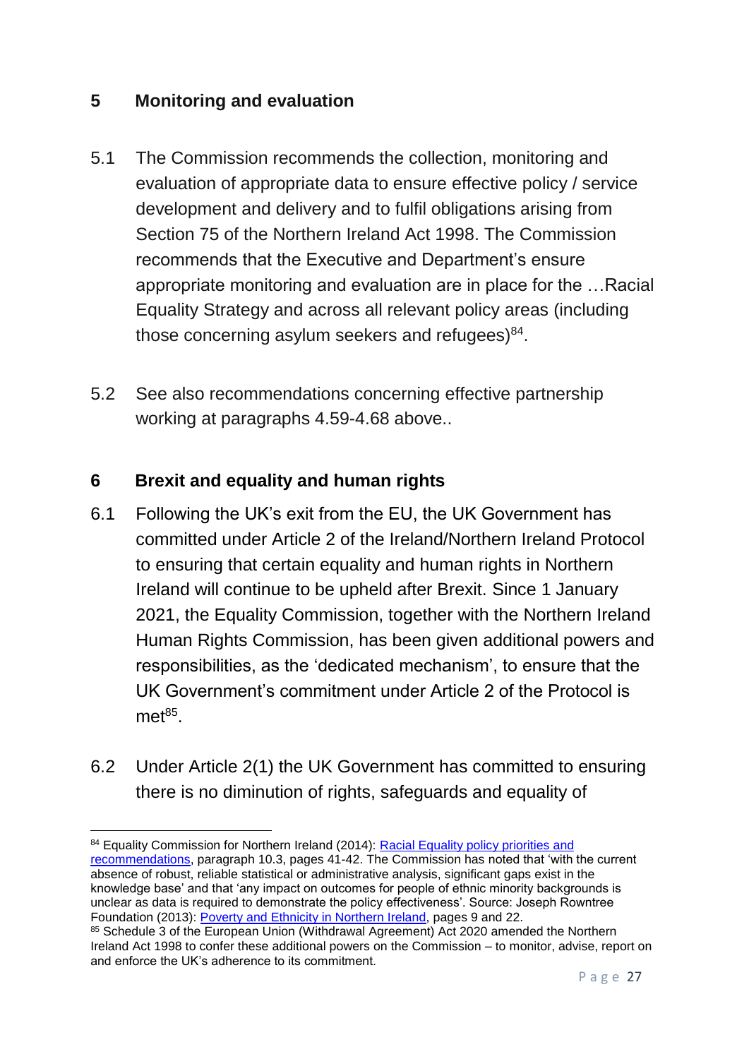## 5 Monitoring and evaluation

5.1 The Commission recommends the collection, monitoring and evaluation of appropriate data to ensure effective policy / service development and delivery and to fulfil obligations arising from Section 75 of the Northern Ireland Act 1998. The Commission recommends that the Executive and Department's ensure appropriate monitoring and evaluation are in place for the …Racial Equality Strategy and across all relevant policy areas (including those concerning asylum seekers and refugees)[84].

5.2 See also recommendations concerning effective partnership working at paragraphs 4.59-4.68 above..

## 6 Brexit and equality and human rights

6.1 Following the UK's exit from the EU, the UK Government has committed under Article 2 of the Ireland/Northern Ireland Protocol to ensuring that certain equality and human rights in Northern Ireland will continue to be upheld after Brexit. Since 1 January 2021, the Equality Commission, together with the Northern Ireland Human Rights Commission, has been given additional powers and responsibilities, as the 'dedicated mechanism', to ensure that the UK Government's commitment under Article 2 of the Protocol is met[85].

6.2 Under Article 2(1) the UK Government has committed to ensuring there is no diminution of rights, safeguards and equality of

---

[84] Equality Commission for Northern Ireland (2014): Racial Equality policy priorities and recommendations, paragraph 10.3, pages 41-42. The Commission has noted that 'with the current absence of robust, reliable statistical or administrative analysis, significant gaps exist in the knowledge base' and that 'any impact on outcomes for people of ethnic minority backgrounds is unclear as data is required to demonstrate the policy effectiveness'. Source: Joseph Rowntree Foundation (2013): Poverty and Ethnicity in Northern Ireland, pages 9 and 22.

[85] Schedule 3 of the European Union (Withdrawal Agreement) Act 2020 amended the Northern Ireland Act 1998 to confer these additional powers on the Commission – to monitor, advise, report on and enforce the UK's adherence to its commitment.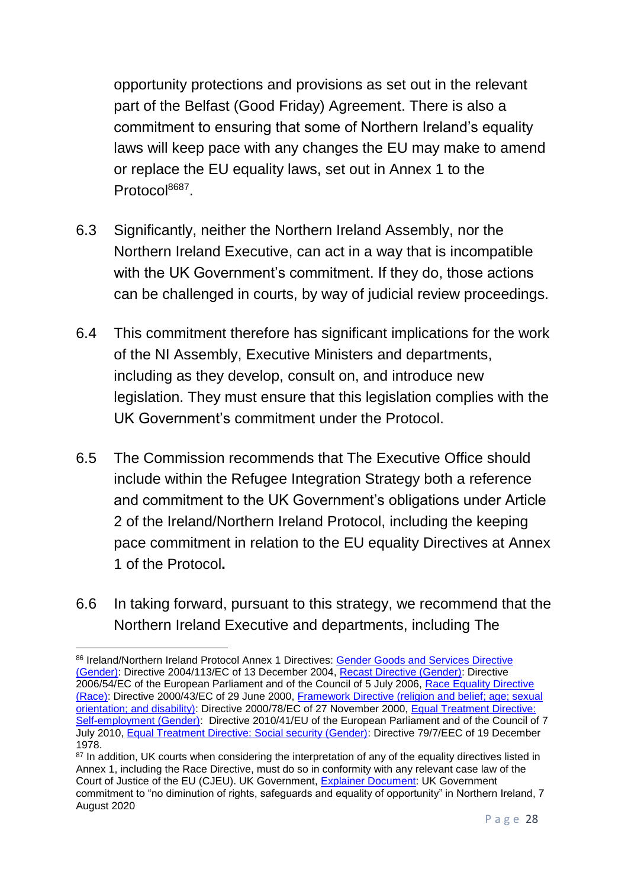opportunity protections and provisions as set out in the relevant part of the Belfast (Good Friday) Agreement. There is also a commitment to ensuring that some of Northern Ireland's equality laws will keep pace with any changes the EU may make to amend or replace the EU equality laws, set out in Annex 1 to the Protocol[86][87].

6.3 Significantly, neither the Northern Ireland Assembly, nor the Northern Ireland Executive, can act in a way that is incompatible with the UK Government's commitment. If they do, those actions can be challenged in courts, by way of judicial review proceedings.

6.4 This commitment therefore has significant implications for the work of the NI Assembly, Executive Ministers and departments, including as they develop, consult on, and introduce new legislation. They must ensure that this legislation complies with the UK Government's commitment under the Protocol.

6.5 The Commission recommends that The Executive Office should include within the Refugee Integration Strategy both a reference and commitment to the UK Government's obligations under Article 2 of the Ireland/Northern Ireland Protocol, including the keeping pace commitment in relation to the EU equality Directives at Annex 1 of the Protocol**.**

6.6 In taking forward, pursuant to this strategy, we recommend that the Northern Ireland Executive and departments, including The

---

[86] Ireland/Northern Ireland Protocol Annex 1 Directives: Gender Goods and Services Directive (Gender): Directive 2004/113/EC of 13 December 2004, Recast Directive (Gender): Directive 2006/54/EC of the European Parliament and of the Council of 5 July 2006, Race Equality Directive (Race): Directive 2000/43/EC of 29 June 2000, Framework Directive (religion and belief; age; sexual orientation; and disability): Directive 2000/78/EC of 27 November 2000, Equal Treatment Directive: Self-employment (Gender): Directive 2010/41/EU of the European Parliament and of the Council of 7 July 2010, Equal Treatment Directive: Social security (Gender): Directive 79/7/EEC of 19 December 1978.

[87] In addition, UK courts when considering the interpretation of any of the equality directives listed in Annex 1, including the Race Directive, must do so in conformity with any relevant case law of the Court of Justice of the EU (CJEU). UK Government, Explainer Document: UK Government commitment to "no diminution of rights, safeguards and equality of opportunity" in Northern Ireland, 7 August 2020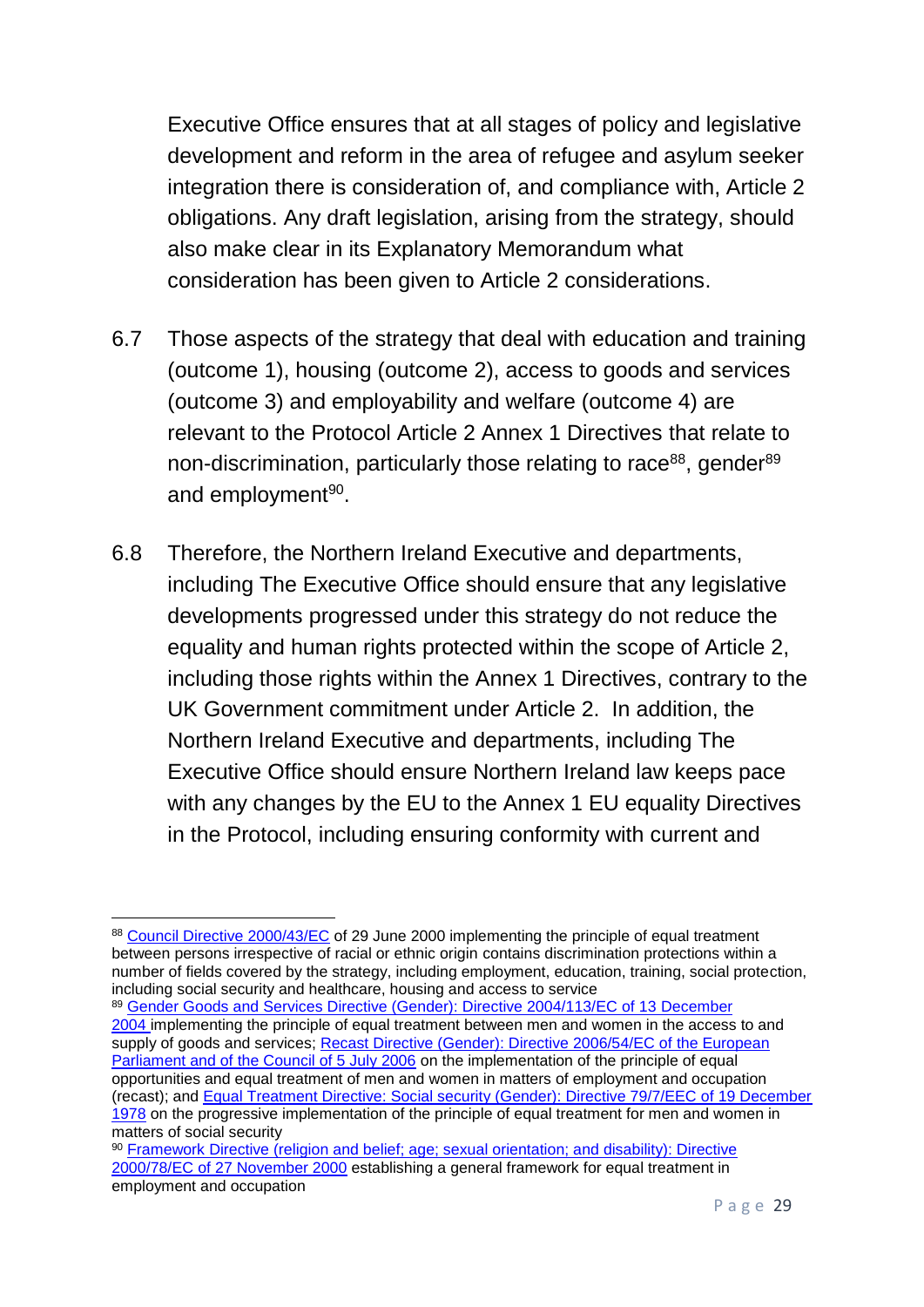Executive Office ensures that at all stages of policy and legislative development and reform in the area of refugee and asylum seeker integration there is consideration of, and compliance with, Article 2 obligations. Any draft legislation, arising from the strategy, should also make clear in its Explanatory Memorandum what consideration has been given to Article 2 considerations.

6.7 Those aspects of the strategy that deal with education and training (outcome 1), housing (outcome 2), access to goods and services (outcome 3) and employability and welfare (outcome 4) are relevant to the Protocol Article 2 Annex 1 Directives that relate to non-discrimination, particularly those relating to race[88], gender[89] and employment[90].

6.8 Therefore, the Northern Ireland Executive and departments, including The Executive Office should ensure that any legislative developments progressed under this strategy do not reduce the equality and human rights protected within the scope of Article 2, including those rights within the Annex 1 Directives, contrary to the UK Government commitment under Article 2. In addition, the Northern Ireland Executive and departments, including The Executive Office should ensure Northern Ireland law keeps pace with any changes by the EU to the Annex 1 EU equality Directives in the Protocol, including ensuring conformity with current and

---

[88] Council Directive 2000/43/EC of 29 June 2000 implementing the principle of equal treatment between persons irrespective of racial or ethnic origin contains discrimination protections within a number of fields covered by the strategy, including employment, education, training, social protection, including social security and healthcare, housing and access to service

[89] Gender Goods and Services Directive (Gender): Directive 2004/113/EC of 13 December 2004 implementing the principle of equal treatment between men and women in the access to and supply of goods and services; Recast Directive (Gender): Directive 2006/54/EC of the European Parliament and of the Council of 5 July 2006 on the implementation of the principle of equal opportunities and equal treatment of men and women in matters of employment and occupation (recast); and Equal Treatment Directive: Social security (Gender): Directive 79/7/EEC of 19 December 1978 on the progressive implementation of the principle of equal treatment for men and women in matters of social security

[90] Framework Directive (religion and belief; age; sexual orientation; and disability): Directive 2000/78/EC of 27 November 2000 establishing a general framework for equal treatment in employment and occupation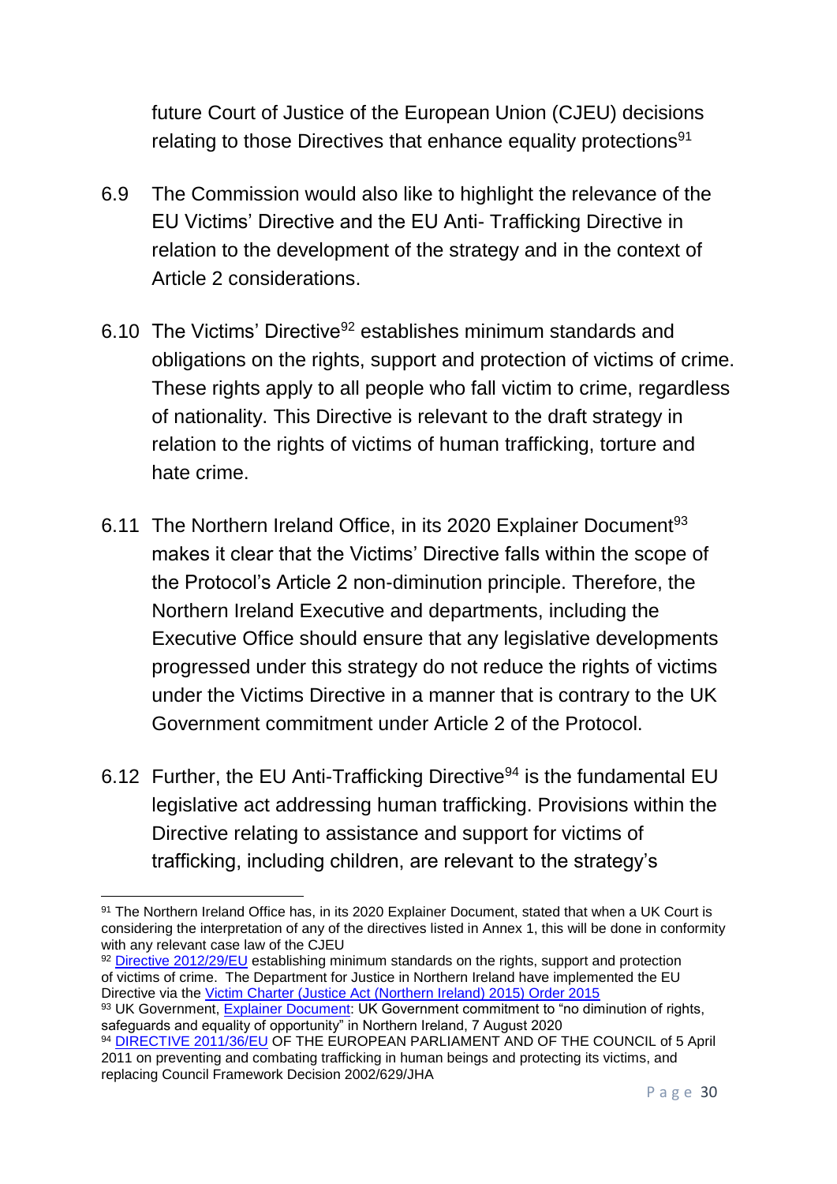future Court of Justice of the European Union (CJEU) decisions relating to those Directives that enhance equality protections[91]

6.9 The Commission would also like to highlight the relevance of the EU Victims' Directive and the EU Anti- Trafficking Directive in relation to the development of the strategy and in the context of Article 2 considerations.

6.10 The Victims' Directive[92] establishes minimum standards and obligations on the rights, support and protection of victims of crime. These rights apply to all people who fall victim to crime, regardless of nationality. This Directive is relevant to the draft strategy in relation to the rights of victims of human trafficking, torture and hate crime.

6.11 The Northern Ireland Office, in its 2020 Explainer Document[93] makes it clear that the Victims' Directive falls within the scope of the Protocol's Article 2 non-diminution principle. Therefore, the Northern Ireland Executive and departments, including the Executive Office should ensure that any legislative developments progressed under this strategy do not reduce the rights of victims under the Victims Directive in a manner that is contrary to the UK Government commitment under Article 2 of the Protocol.

6.12 Further, the EU Anti-Trafficking Directive[94] is the fundamental EU legislative act addressing human trafficking. Provisions within the Directive relating to assistance and support for victims of trafficking, including children, are relevant to the strategy's

---

[91] The Northern Ireland Office has, in its 2020 Explainer Document, stated that when a UK Court is considering the interpretation of any of the directives listed in Annex 1, this will be done in conformity with any relevant case law of the CJEU

[92] Directive 2012/29/EU establishing minimum standards on the rights, support and protection of victims of crime. The Department for Justice in Northern Ireland have implemented the EU Directive via the Victim Charter (Justice Act (Northern Ireland) 2015) Order 2015

[93] UK Government, Explainer Document: UK Government commitment to "no diminution of rights, safeguards and equality of opportunity" in Northern Ireland, 7 August 2020

[94] DIRECTIVE 2011/36/EU OF THE EUROPEAN PARLIAMENT AND OF THE COUNCIL of 5 April 2011 on preventing and combating trafficking in human beings and protecting its victims, and replacing Council Framework Decision 2002/629/JHA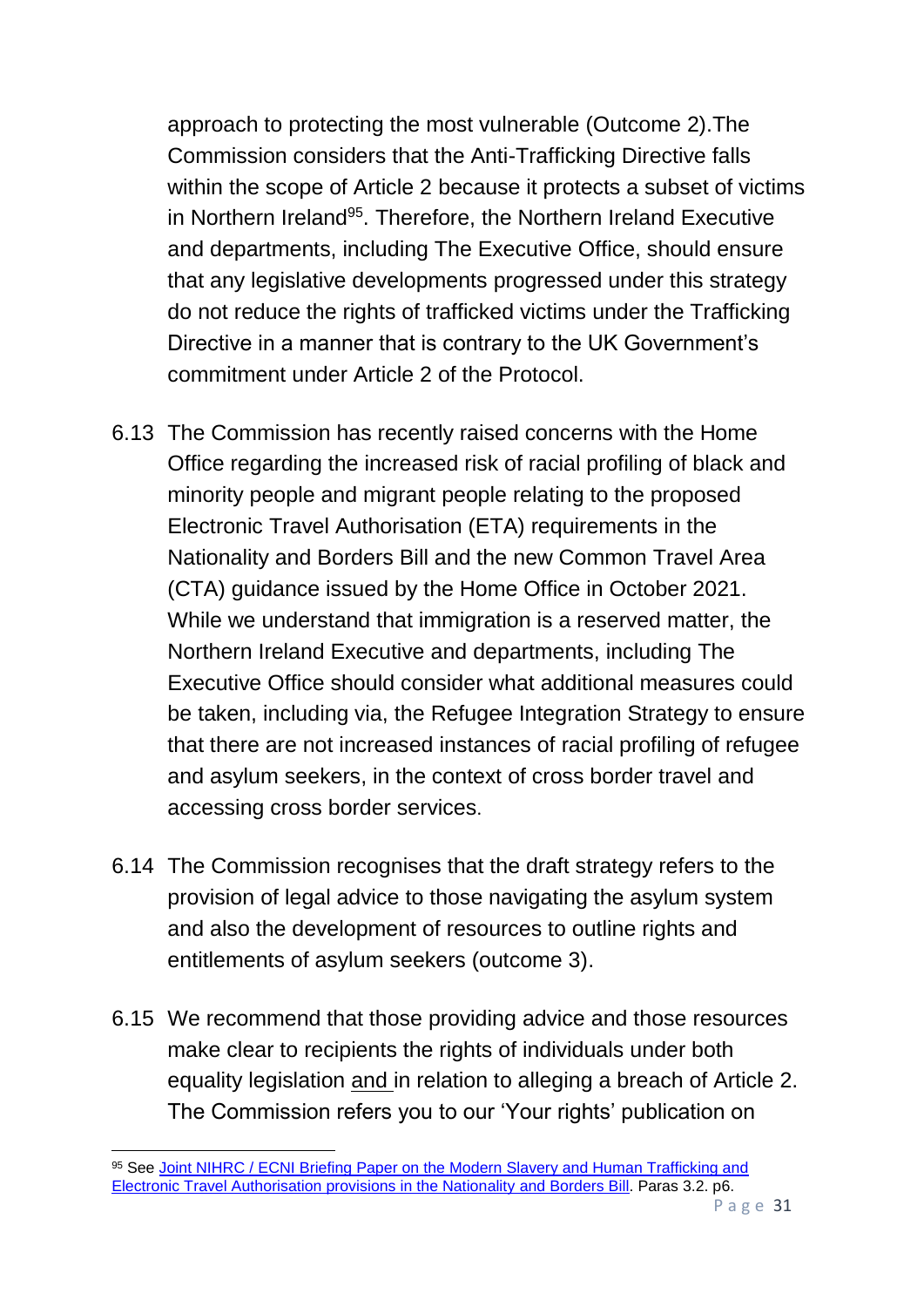approach to protecting the most vulnerable (Outcome 2).The Commission considers that the Anti-Trafficking Directive falls within the scope of Article 2 because it protects a subset of victims in Northern Ireland[95]. Therefore, the Northern Ireland Executive and departments, including The Executive Office, should ensure that any legislative developments progressed under this strategy do not reduce the rights of trafficked victims under the Trafficking Directive in a manner that is contrary to the UK Government's commitment under Article 2 of the Protocol.

6.13 The Commission has recently raised concerns with the Home Office regarding the increased risk of racial profiling of black and minority people and migrant people relating to the proposed Electronic Travel Authorisation (ETA) requirements in the Nationality and Borders Bill and the new Common Travel Area (CTA) guidance issued by the Home Office in October 2021. While we understand that immigration is a reserved matter, the Northern Ireland Executive and departments, including The Executive Office should consider what additional measures could be taken, including via, the Refugee Integration Strategy to ensure that there are not increased instances of racial profiling of refugee and asylum seekers, in the context of cross border travel and accessing cross border services.

6.14 The Commission recognises that the draft strategy refers to the provision of legal advice to those navigating the asylum system and also the development of resources to outline rights and entitlements of asylum seekers (outcome 3).

6.15 We recommend that those providing advice and those resources make clear to recipients the rights of individuals under both equality legislation and in relation to alleging a breach of Article 2. The Commission refers you to our 'Your rights' publication on

---

[95] See Joint NIHRC / ECNI Briefing Paper on the Modern Slavery and Human Trafficking and Electronic Travel Authorisation provisions in the Nationality and Borders Bill. Paras 3.2. p6.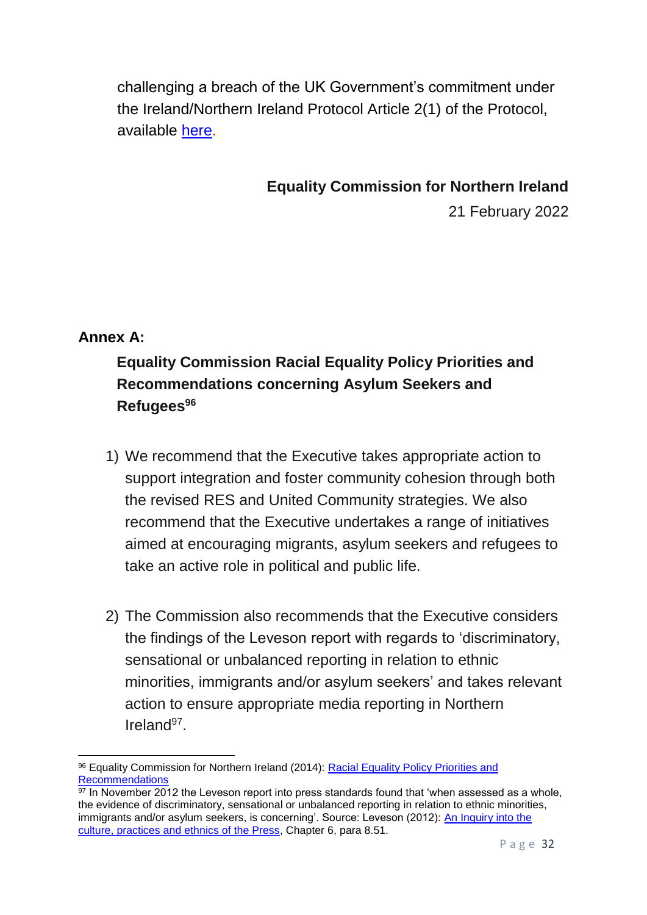challenging a breach of the UK Government's commitment under the Ireland/Northern Ireland Protocol Article 2(1) of the Protocol, available [here](#).

**Equality Commission for Northern Ireland**

21 February 2022

**Annex A:**

**Equality Commission Racial Equality Policy Priorities and Recommendations concerning Asylum Seekers and Refugees[96]**

1) We recommend that the Executive takes appropriate action to support integration and foster community cohesion through both the revised RES and United Community strategies. We also recommend that the Executive undertakes a range of initiatives aimed at encouraging migrants, asylum seekers and refugees to take an active role in political and public life.

2) The Commission also recommends that the Executive considers the findings of the Leveson report with regards to 'discriminatory, sensational or unbalanced reporting in relation to ethnic minorities, immigrants and/or asylum seekers' and takes relevant action to ensure appropriate media reporting in Northern Ireland[97].

---

[96] Equality Commission for Northern Ireland (2014): [Racial Equality Policy Priorities and Recommendations](#)

[97] In November 2012 the Leveson report into press standards found that 'when assessed as a whole, the evidence of discriminatory, sensational or unbalanced reporting in relation to ethnic minorities, immigrants and/or asylum seekers, is concerning'. Source: Leveson (2012): [An Inquiry into the culture, practices and ethnics of the Press](#), Chapter 6, para 8.51.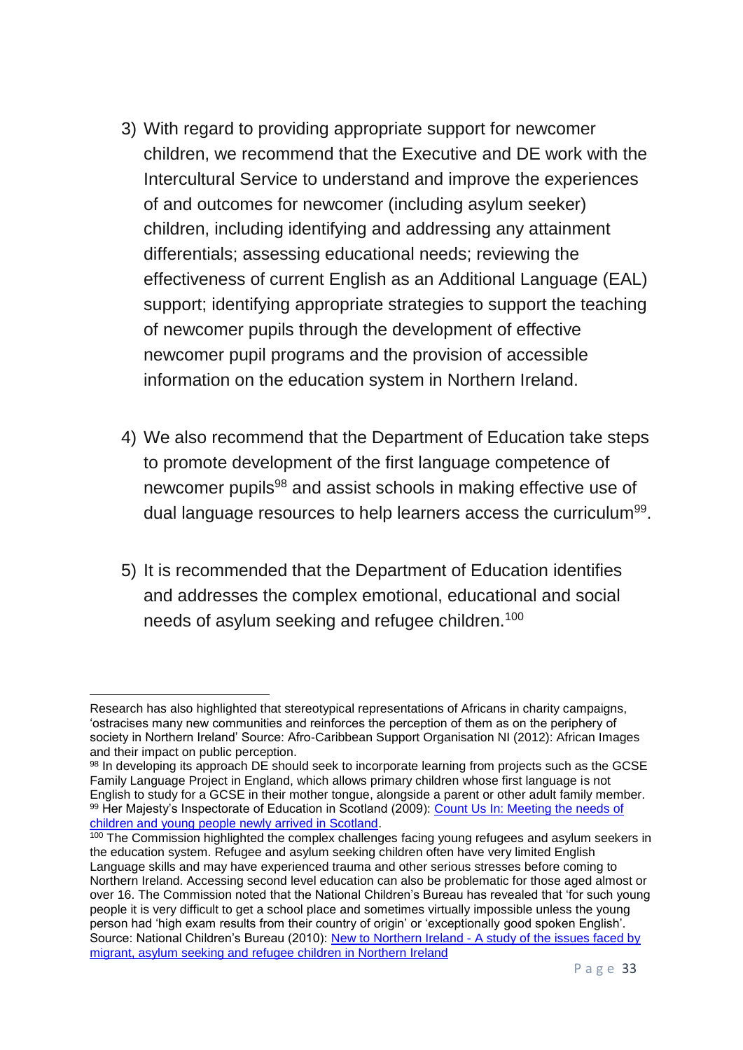3) With regard to providing appropriate support for newcomer children, we recommend that the Executive and DE work with the Intercultural Service to understand and improve the experiences of and outcomes for newcomer (including asylum seeker) children, including identifying and addressing any attainment differentials; assessing educational needs; reviewing the effectiveness of current English as an Additional Language (EAL) support; identifying appropriate strategies to support the teaching of newcomer pupils through the development of effective newcomer pupil programs and the provision of accessible information on the education system in Northern Ireland.

4) We also recommend that the Department of Education take steps to promote development of the first language competence of newcomer pupils[98] and assist schools in making effective use of dual language resources to help learners access the curriculum[99].

5) It is recommended that the Department of Education identifies and addresses the complex emotional, educational and social needs of asylum seeking and refugee children.[100]

---

Research has also highlighted that stereotypical representations of Africans in charity campaigns, 'ostracises many new communities and reinforces the perception of them as on the periphery of society in Northern Ireland' Source: Afro-Caribbean Support Organisation NI (2012): African Images and their impact on public perception.

[98] In developing its approach DE should seek to incorporate learning from projects such as the GCSE Family Language Project in England, which allows primary children whose first language is not English to study for a GCSE in their mother tongue, alongside a parent or other adult family member.

[99] Her Majesty's Inspectorate of Education in Scotland (2009): Count Us In: Meeting the needs of children and young people newly arrived in Scotland.

[100] The Commission highlighted the complex challenges facing young refugees and asylum seekers in the education system. Refugee and asylum seeking children often have very limited English Language skills and may have experienced trauma and other serious stresses before coming to Northern Ireland. Accessing second level education can also be problematic for those aged almost or over 16. The Commission noted that the National Children's Bureau has revealed that 'for such young people it is very difficult to get a school place and sometimes virtually impossible unless the young person had 'high exam results from their country of origin' or 'exceptionally good spoken English'. Source: National Children's Bureau (2010): New to Northern Ireland - A study of the issues faced by migrant, asylum seeking and refugee children in Northern Ireland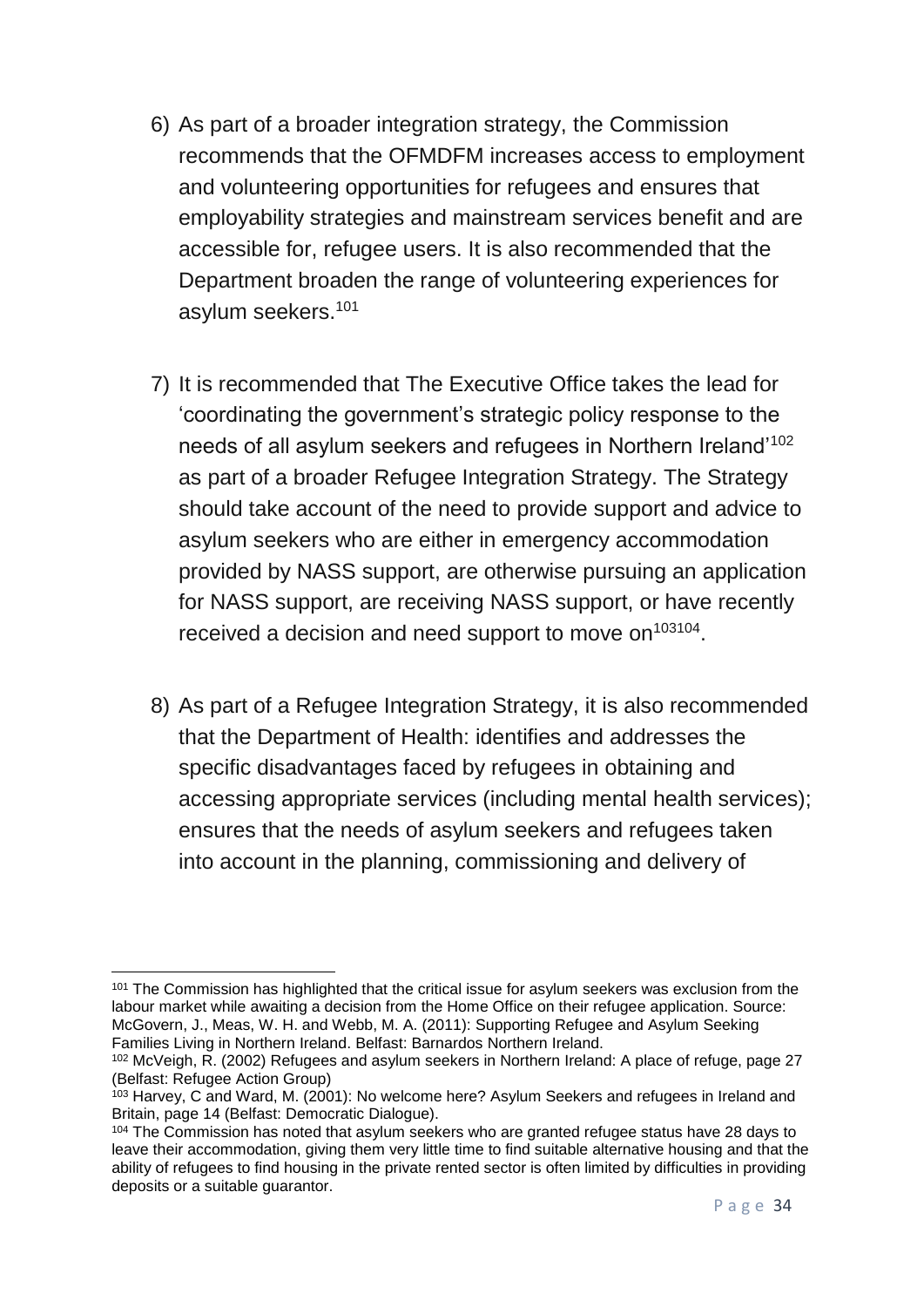6) As part of a broader integration strategy, the Commission recommends that the OFMDFM increases access to employment and volunteering opportunities for refugees and ensures that employability strategies and mainstream services benefit and are accessible for, refugee users. It is also recommended that the Department broaden the range of volunteering experiences for asylum seekers.[101]

7) It is recommended that The Executive Office takes the lead for 'coordinating the government's strategic policy response to the needs of all asylum seekers and refugees in Northern Ireland'[102] as part of a broader Refugee Integration Strategy. The Strategy should take account of the need to provide support and advice to asylum seekers who are either in emergency accommodation provided by NASS support, are otherwise pursuing an application for NASS support, are receiving NASS support, or have recently received a decision and need support to move on[103][104].

8) As part of a Refugee Integration Strategy, it is also recommended that the Department of Health: identifies and addresses the specific disadvantages faced by refugees in obtaining and accessing appropriate services (including mental health services); ensures that the needs of asylum seekers and refugees taken into account in the planning, commissioning and delivery of

---

[101] The Commission has highlighted that the critical issue for asylum seekers was exclusion from the labour market while awaiting a decision from the Home Office on their refugee application. Source: McGovern, J., Meas, W. H. and Webb, M. A. (2011): Supporting Refugee and Asylum Seeking Families Living in Northern Ireland. Belfast: Barnardos Northern Ireland.

[102] McVeigh, R. (2002) Refugees and asylum seekers in Northern Ireland: A place of refuge, page 27 (Belfast: Refugee Action Group)

[103] Harvey, C and Ward, M. (2001): No welcome here? Asylum Seekers and refugees in Ireland and Britain, page 14 (Belfast: Democratic Dialogue).

[104] The Commission has noted that asylum seekers who are granted refugee status have 28 days to leave their accommodation, giving them very little time to find suitable alternative housing and that the ability of refugees to find housing in the private rented sector is often limited by difficulties in providing deposits or a suitable guarantor.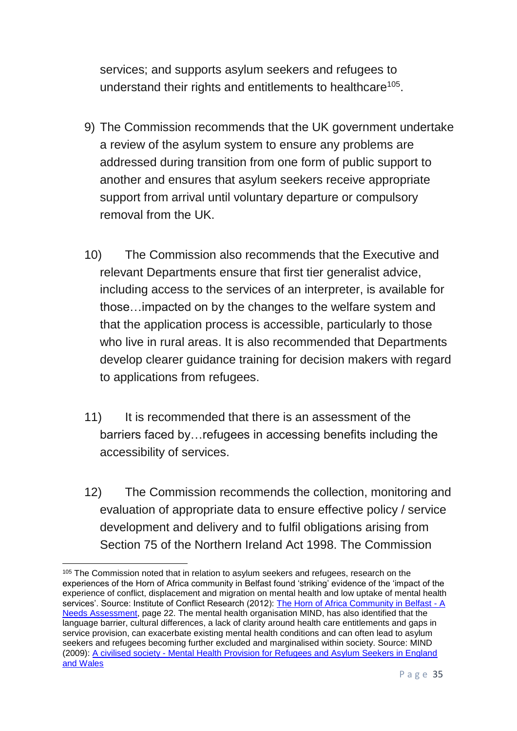services; and supports asylum seekers and refugees to understand their rights and entitlements to healthcare[105].

9) The Commission recommends that the UK government undertake a review of the asylum system to ensure any problems are addressed during transition from one form of public support to another and ensures that asylum seekers receive appropriate support from arrival until voluntary departure or compulsory removal from the UK.

10) The Commission also recommends that the Executive and relevant Departments ensure that first tier generalist advice, including access to the services of an interpreter, is available for those…impacted on by the changes to the welfare system and that the application process is accessible, particularly to those who live in rural areas. It is also recommended that Departments develop clearer guidance training for decision makers with regard to applications from refugees.

11) It is recommended that there is an assessment of the barriers faced by…refugees in accessing benefits including the accessibility of services.

12) The Commission recommends the collection, monitoring and evaluation of appropriate data to ensure effective policy / service development and delivery and to fulfil obligations arising from Section 75 of the Northern Ireland Act 1998. The Commission

---

[105] The Commission noted that in relation to asylum seekers and refugees, research on the experiences of the Horn of Africa community in Belfast found 'striking' evidence of the 'impact of the experience of conflict, displacement and migration on mental health and low uptake of mental health services'. Source: Institute of Conflict Research (2012): [The Horn of Africa Community in Belfast - A Needs Assessment](), page 22. The mental health organisation MIND, has also identified that the language barrier, cultural differences, a lack of clarity around health care entitlements and gaps in service provision, can exacerbate existing mental health conditions and can often lead to asylum seekers and refugees becoming further excluded and marginalised within society. Source: MIND (2009): [A civilised society - Mental Health Provision for Refugees and Asylum Seekers in England and Wales]()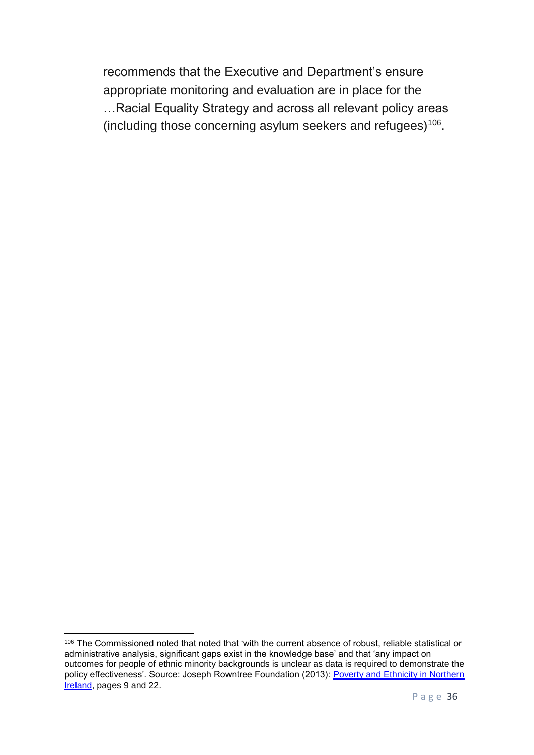recommends that the Executive and Department's ensure appropriate monitoring and evaluation are in place for the …Racial Equality Strategy and across all relevant policy areas (including those concerning asylum seekers and refugees)[106].

---

[106] The Commissioned noted that noted that 'with the current absence of robust, reliable statistical or administrative analysis, significant gaps exist in the knowledge base' and that 'any impact on outcomes for people of ethnic minority backgrounds is unclear as data is required to demonstrate the policy effectiveness'. Source: Joseph Rowntree Foundation (2013): Poverty and Ethnicity in Northern Ireland, pages 9 and 22.